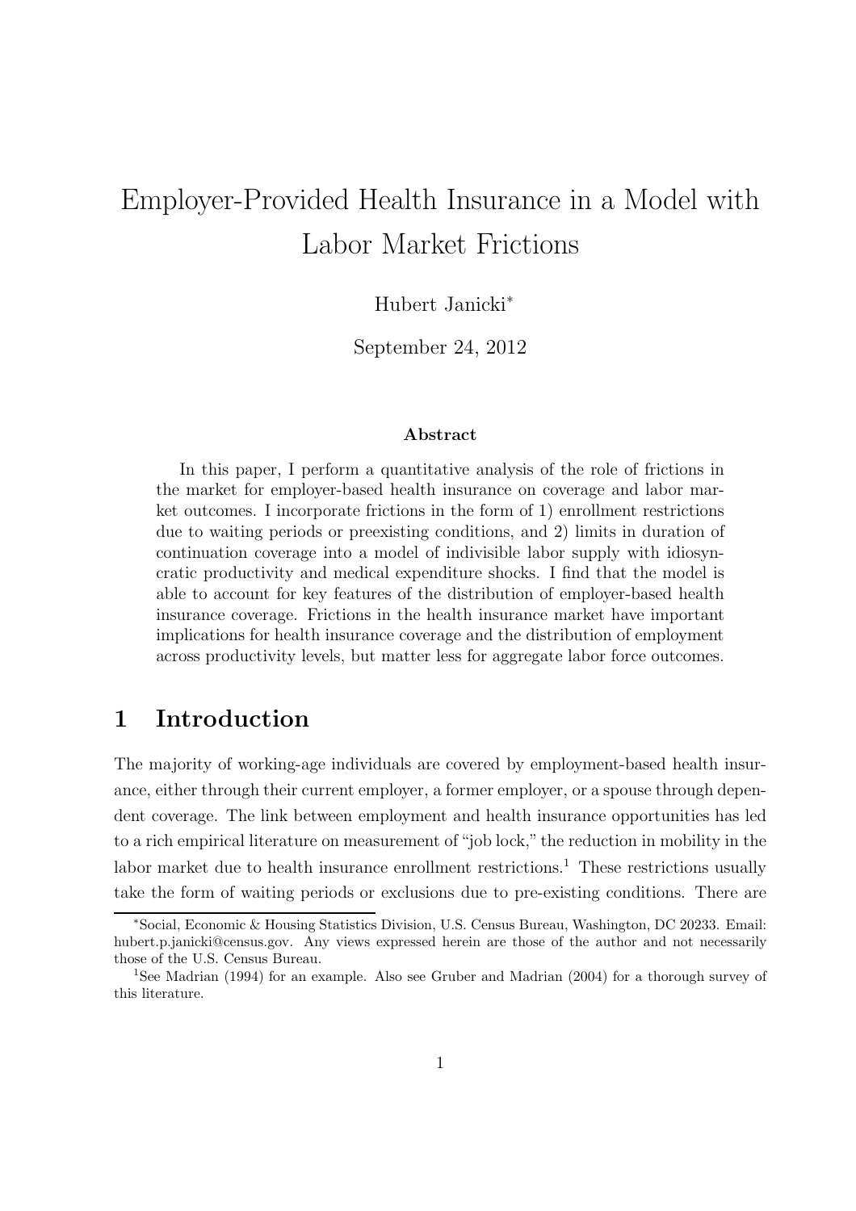# Employer-Provided Health Insurance in a Model with Labor Market Frictions

Hubert Janicki*

September 24, 2012

**Abstract**

In this paper, I perform a quantitative analysis of the role of frictions in the market for employer-based health insurance on coverage and labor market outcomes. I incorporate frictions in the form of 1) enrollment restrictions due to waiting periods or preexisting conditions, and 2) limits in duration of continuation coverage into a model of indivisible labor supply with idiosyncratic productivity and medical expenditure shocks. I find that the model is able to account for key features of the distribution of employer-based health insurance coverage. Frictions in the health insurance market have important implications for health insurance coverage and the distribution of employment across productivity levels, but matter less for aggregate labor force outcomes.

## 1 Introduction

The majority of working-age individuals are covered by employment-based health insurance, either through their current employer, a former employer, or a spouse through dependent coverage. The link between employment and health insurance opportunities has led to a rich empirical literature on measurement of "job lock," the reduction in mobility in the labor market due to health insurance enrollment restrictions.[1] These restrictions usually take the form of waiting periods or exclusions due to pre-existing conditions. There are

---

*Social, Economic & Housing Statistics Division, U.S. Census Bureau, Washington, DC 20233. Email: hubert.p.janicki@census.gov. Any views expressed herein are those of the author and not necessarily those of the U.S. Census Bureau.

[1] See Madrian (1994) for an example. Also see Gruber and Madrian (2004) for a thorough survey of this literature.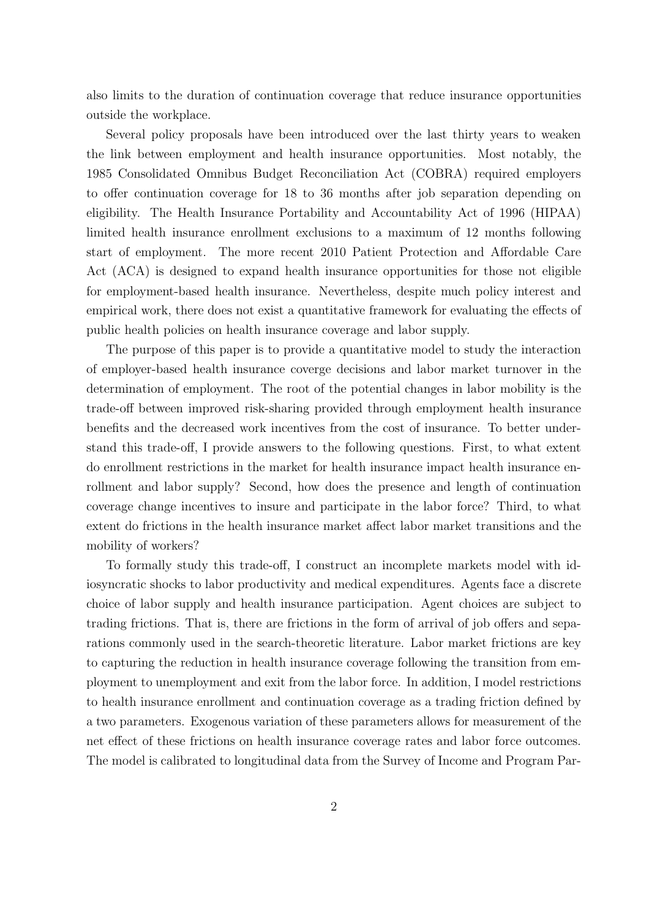also limits to the duration of continuation coverage that reduce insurance opportunities outside the workplace.

Several policy proposals have been introduced over the last thirty years to weaken the link between employment and health insurance opportunities. Most notably, the 1985 Consolidated Omnibus Budget Reconciliation Act (COBRA) required employers to offer continuation coverage for 18 to 36 months after job separation depending on eligibility. The Health Insurance Portability and Accountability Act of 1996 (HIPAA) limited health insurance enrollment exclusions to a maximum of 12 months following start of employment. The more recent 2010 Patient Protection and Affordable Care Act (ACA) is designed to expand health insurance opportunities for those not eligible for employment-based health insurance. Nevertheless, despite much policy interest and empirical work, there does not exist a quantitative framework for evaluating the effects of public health policies on health insurance coverage and labor supply.

The purpose of this paper is to provide a quantitative model to study the interaction of employer-based health insurance coverge decisions and labor market turnover in the determination of employment. The root of the potential changes in labor mobility is the trade-off between improved risk-sharing provided through employment health insurance benefits and the decreased work incentives from the cost of insurance. To better understand this trade-off, I provide answers to the following questions. First, to what extent do enrollment restrictions in the market for health insurance impact health insurance enrollment and labor supply? Second, how does the presence and length of continuation coverage change incentives to insure and participate in the labor force? Third, to what extent do frictions in the health insurance market affect labor market transitions and the mobility of workers?

To formally study this trade-off, I construct an incomplete markets model with idiosyncratic shocks to labor productivity and medical expenditures. Agents face a discrete choice of labor supply and health insurance participation. Agent choices are subject to trading frictions. That is, there are frictions in the form of arrival of job offers and separations commonly used in the search-theoretic literature. Labor market frictions are key to capturing the reduction in health insurance coverage following the transition from employment to unemployment and exit from the labor force. In addition, I model restrictions to health insurance enrollment and continuation coverage as a trading friction defined by a two parameters. Exogenous variation of these parameters allows for measurement of the net effect of these frictions on health insurance coverage rates and labor force outcomes. The model is calibrated to longitudinal data from the Survey of Income and Program Par-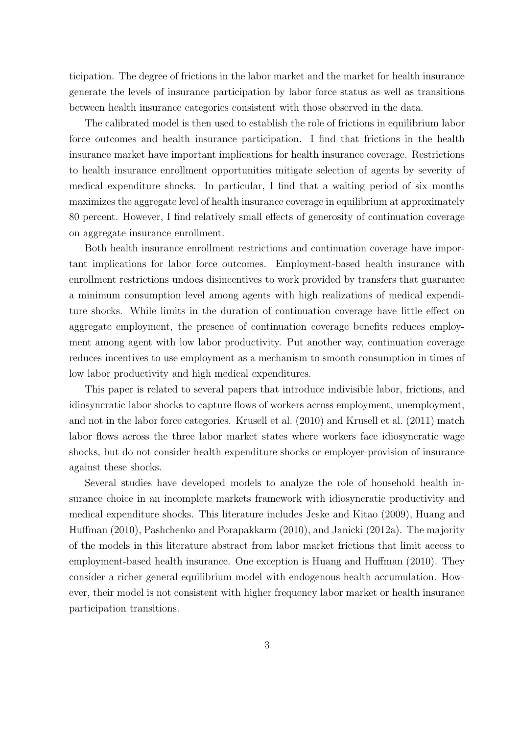ticipation. The degree of frictions in the labor market and the market for health insurance generate the levels of insurance participation by labor force status as well as transitions between health insurance categories consistent with those observed in the data.

The calibrated model is then used to establish the role of frictions in equilibrium labor force outcomes and health insurance participation. I find that frictions in the health insurance market have important implications for health insurance coverage. Restrictions to health insurance enrollment opportunities mitigate selection of agents by severity of medical expenditure shocks. In particular, I find that a waiting period of six months maximizes the aggregate level of health insurance coverage in equilibrium at approximately 80 percent. However, I find relatively small effects of generosity of continuation coverage on aggregate insurance enrollment.

Both health insurance enrollment restrictions and continuation coverage have important implications for labor force outcomes. Employment-based health insurance with enrollment restrictions undoes disincentives to work provided by transfers that guarantee a minimum consumption level among agents with high realizations of medical expenditure shocks. While limits in the duration of continuation coverage have little effect on aggregate employment, the presence of continuation coverage benefits reduces employment among agent with low labor productivity. Put another way, continuation coverage reduces incentives to use employment as a mechanism to smooth consumption in times of low labor productivity and high medical expenditures.

This paper is related to several papers that introduce indivisible labor, frictions, and idiosyncratic labor shocks to capture flows of workers across employment, unemployment, and not in the labor force categories. Krusell et al. (2010) and Krusell et al. (2011) match labor flows across the three labor market states where workers face idiosyncratic wage shocks, but do not consider health expenditure shocks or employer-provision of insurance against these shocks.

Several studies have developed models to analyze the role of household health insurance choice in an incomplete markets framework with idiosyncratic productivity and medical expenditure shocks. This literature includes Jeske and Kitao (2009), Huang and Huffman (2010), Pashchenko and Porapakkarm (2010), and Janicki (2012a). The majority of the models in this literature abstract from labor market frictions that limit access to employment-based health insurance. One exception is Huang and Huffman (2010). They consider a richer general equilibrium model with endogenous health accumulation. However, their model is not consistent with higher frequency labor market or health insurance participation transitions.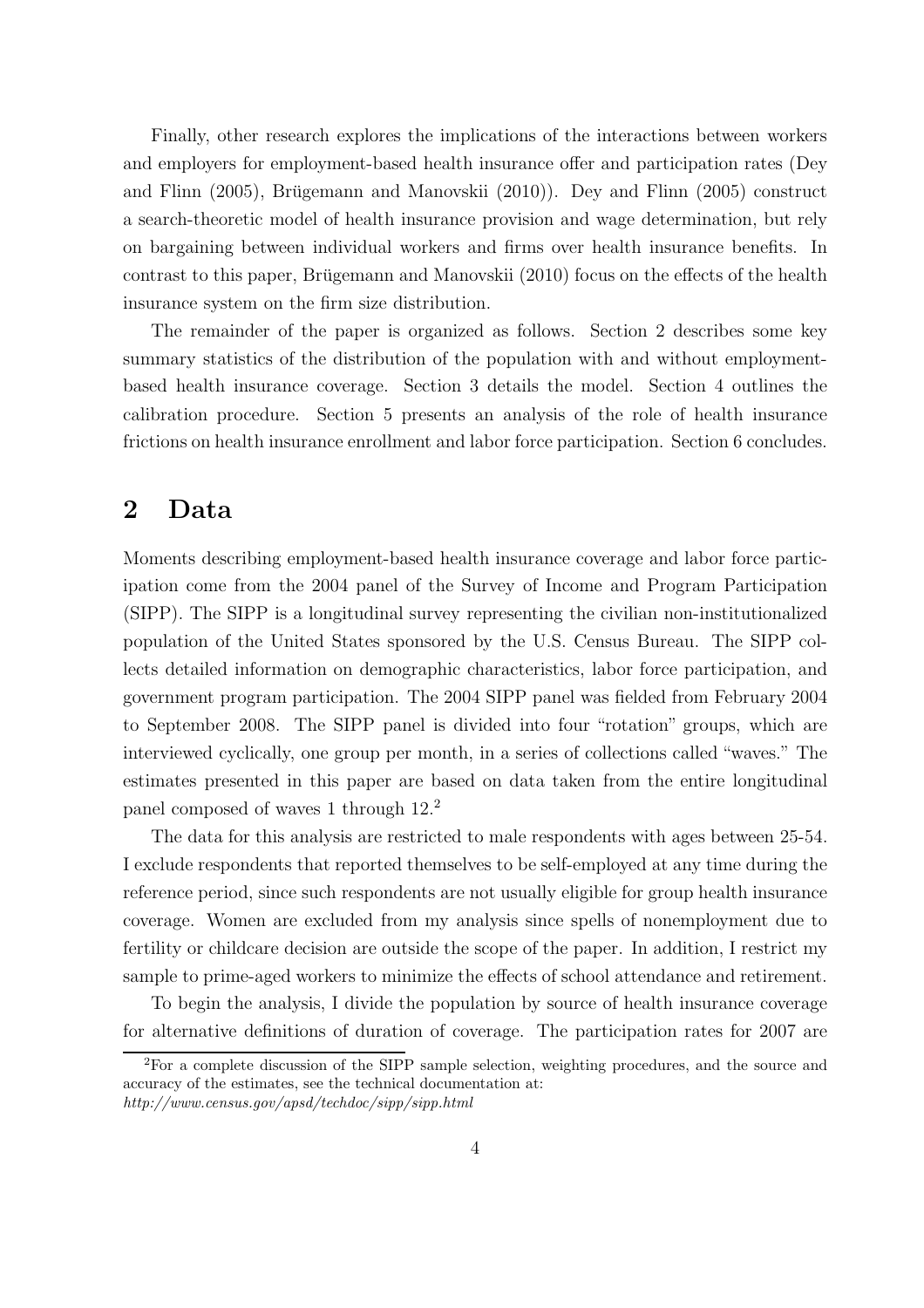Finally, other research explores the implications of the interactions between workers and employers for employment-based health insurance offer and participation rates (Dey and Flinn (2005), Brügemann and Manovskii (2010)). Dey and Flinn (2005) construct a search-theoretic model of health insurance provision and wage determination, but rely on bargaining between individual workers and firms over health insurance benefits. In contrast to this paper, Brügemann and Manovskii (2010) focus on the effects of the health insurance system on the firm size distribution.

The remainder of the paper is organized as follows. Section 2 describes some key summary statistics of the distribution of the population with and without employment-based health insurance coverage. Section 3 details the model. Section 4 outlines the calibration procedure. Section 5 presents an analysis of the role of health insurance frictions on health insurance enrollment and labor force participation. Section 6 concludes.

## 2 Data

Moments describing employment-based health insurance coverage and labor force participation come from the 2004 panel of the Survey of Income and Program Participation (SIPP). The SIPP is a longitudinal survey representing the civilian non-institutionalized population of the United States sponsored by the U.S. Census Bureau. The SIPP collects detailed information on demographic characteristics, labor force participation, and government program participation. The 2004 SIPP panel was fielded from February 2004 to September 2008. The SIPP panel is divided into four "rotation" groups, which are interviewed cyclically, one group per month, in a series of collections called "waves." The estimates presented in this paper are based on data taken from the entire longitudinal panel composed of waves 1 through 12.[2]

The data for this analysis are restricted to male respondents with ages between 25-54. I exclude respondents that reported themselves to be self-employed at any time during the reference period, since such respondents are not usually eligible for group health insurance coverage. Women are excluded from my analysis since spells of nonemployment due to fertility or childcare decision are outside the scope of the paper. In addition, I restrict my sample to prime-aged workers to minimize the effects of school attendance and retirement.

To begin the analysis, I divide the population by source of health insurance coverage for alternative definitions of duration of coverage. The participation rates for 2007 are

[2] For a complete discussion of the SIPP sample selection, weighting procedures, and the source and accuracy of the estimates, see the technical documentation at: *http://www.census.gov/apsd/techdoc/sipp/sipp.html*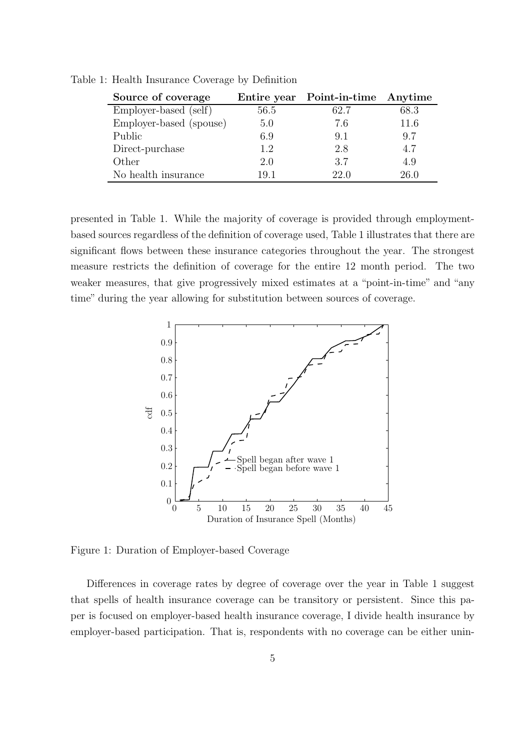Table 1: Health Insurance Coverage by Definition

| Source of coverage | Entire year | Point-in-time | Anytime |
|---|---|---|---|
| Employer-based (self) | 56.5 | 62.7 | 68.3 |
| Employer-based (spouse) | 5.0 | 7.6 | 11.6 |
| Public | 6.9 | 9.1 | 9.7 |
| Direct-purchase | 1.2 | 2.8 | 4.7 |
| Other | 2.0 | 3.7 | 4.9 |
| No health insurance | 19.1 | 22.0 | 26.0 |

presented in Table 1. While the majority of coverage is provided through employment-based sources regardless of the definition of coverage used, Table 1 illustrates that there are significant flows between these insurance categories throughout the year. The strongest measure restricts the definition of coverage for the entire 12 month period. The two weaker measures, that give progressively mixed estimates at a "point-in-time" and "any time" during the year allowing for substitution between sources of coverage.

Figure 1: Duration of Employer-based Coverage

Differences in coverage rates by degree of coverage over the year in Table 1 suggest that spells of health insurance coverage can be transitory or persistent. Since this paper is focused on employer-based health insurance coverage, I divide health insurance by employer-based participation. That is, respondents with no coverage can be either unin-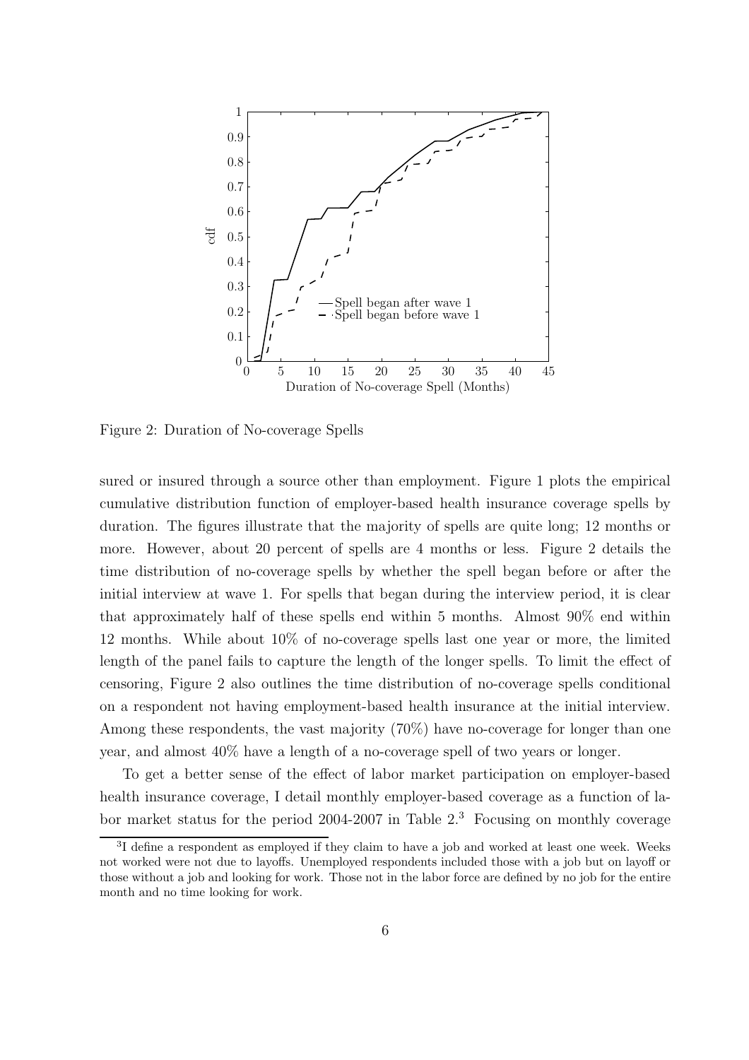Figure 2: Duration of No-coverage Spells

sured or insured through a source other than employment. Figure 1 plots the empirical cumulative distribution function of employer-based health insurance coverage spells by duration. The figures illustrate that the majority of spells are quite long; 12 months or more. However, about 20 percent of spells are 4 months or less. Figure 2 details the time distribution of no-coverage spells by whether the spell began before or after the initial interview at wave 1. For spells that began during the interview period, it is clear that approximately half of these spells end within 5 months. Almost 90% end within 12 months. While about 10% of no-coverage spells last one year or more, the limited length of the panel fails to capture the length of the longer spells. To limit the effect of censoring, Figure 2 also outlines the time distribution of no-coverage spells conditional on a respondent not having employment-based health insurance at the initial interview. Among these respondents, the vast majority (70%) have no-coverage for longer than one year, and almost 40% have a length of a no-coverage spell of two years or longer.

To get a better sense of the effect of labor market participation on employer-based health insurance coverage, I detail monthly employer-based coverage as a function of labor market status for the period 2004-2007 in Table 2.[3] Focusing on monthly coverage

[3] I define a respondent as employed if they claim to have a job and worked at least one week. Weeks not worked were not due to layoffs. Unemployed respondents included those with a job but on layoff or those without a job and looking for work. Those not in the labor force are defined by no job for the entire month and no time looking for work.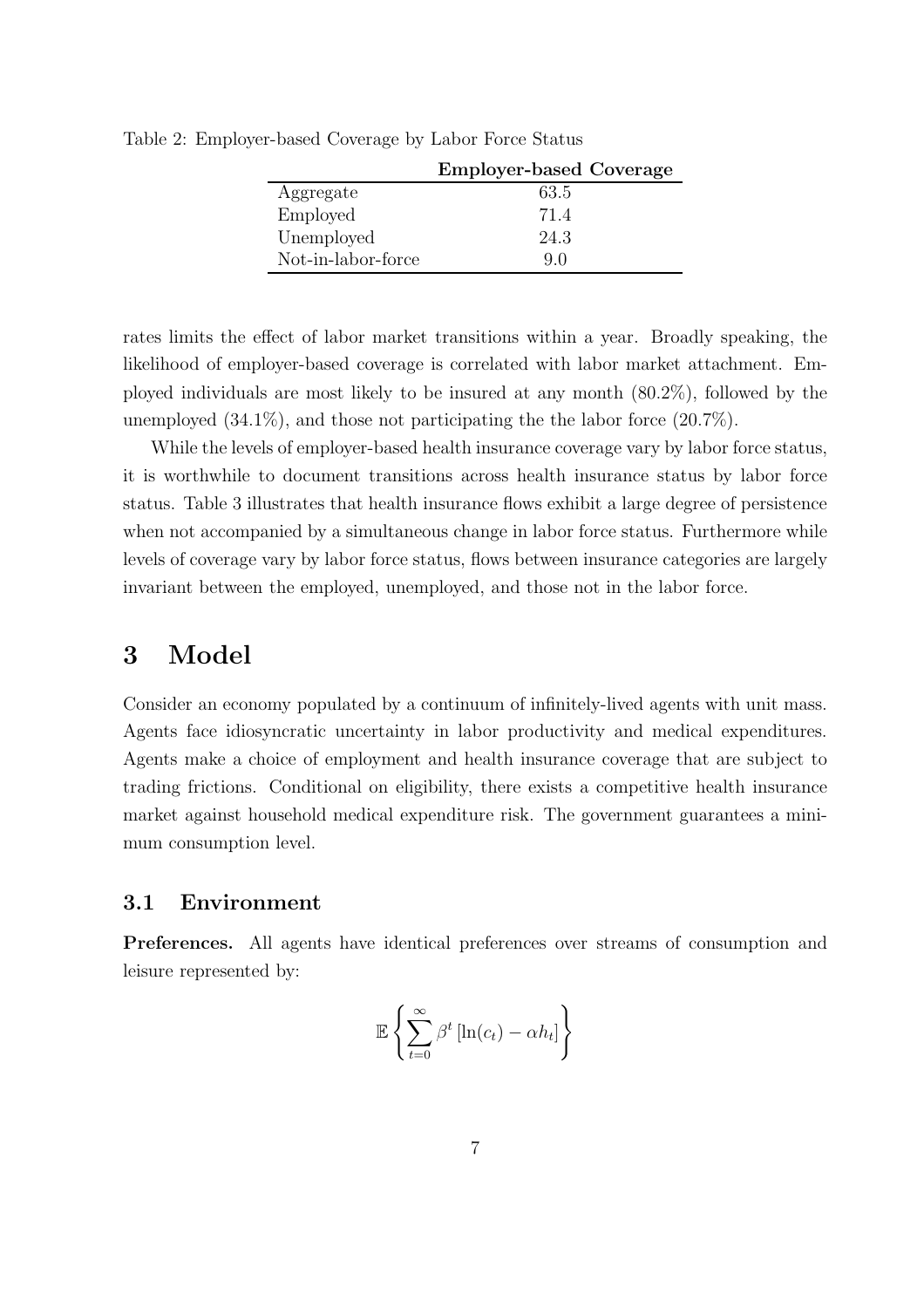Table 2: Employer-based Coverage by Labor Force Status

| | Employer-based Coverage |
|---|---|
| Aggregate | 63.5 |
| Employed | 71.4 |
| Unemployed | 24.3 |
| Not-in-labor-force | 9.0 |

rates limits the effect of labor market transitions within a year. Broadly speaking, the likelihood of employer-based coverage is correlated with labor market attachment. Employed individuals are most likely to be insured at any month (80.2%), followed by the unemployed (34.1%), and those not participating the the labor force (20.7%).

While the levels of employer-based health insurance coverage vary by labor force status, it is worthwhile to document transitions across health insurance status by labor force status. Table 3 illustrates that health insurance flows exhibit a large degree of persistence when not accompanied by a simultaneous change in labor force status. Furthermore while levels of coverage vary by labor force status, flows between insurance categories are largely invariant between the employed, unemployed, and those not in the labor force.

# 3 Model

Consider an economy populated by a continuum of infinitely-lived agents with unit mass. Agents face idiosyncratic uncertainty in labor productivity and medical expenditures. Agents make a choice of employment and health insurance coverage that are subject to trading frictions. Conditional on eligibility, there exists a competitive health insurance market against household medical expenditure risk. The government guarantees a minimum consumption level.

## 3.1 Environment

**Preferences.** All agents have identical preferences over streams of consumption and leisure represented by:

$$\mathbb{E}\left\{\sum_{t=0}^{\infty}\beta^{t}\left[\ln(c_{t})-\alpha h_{t}\right]\right\}$$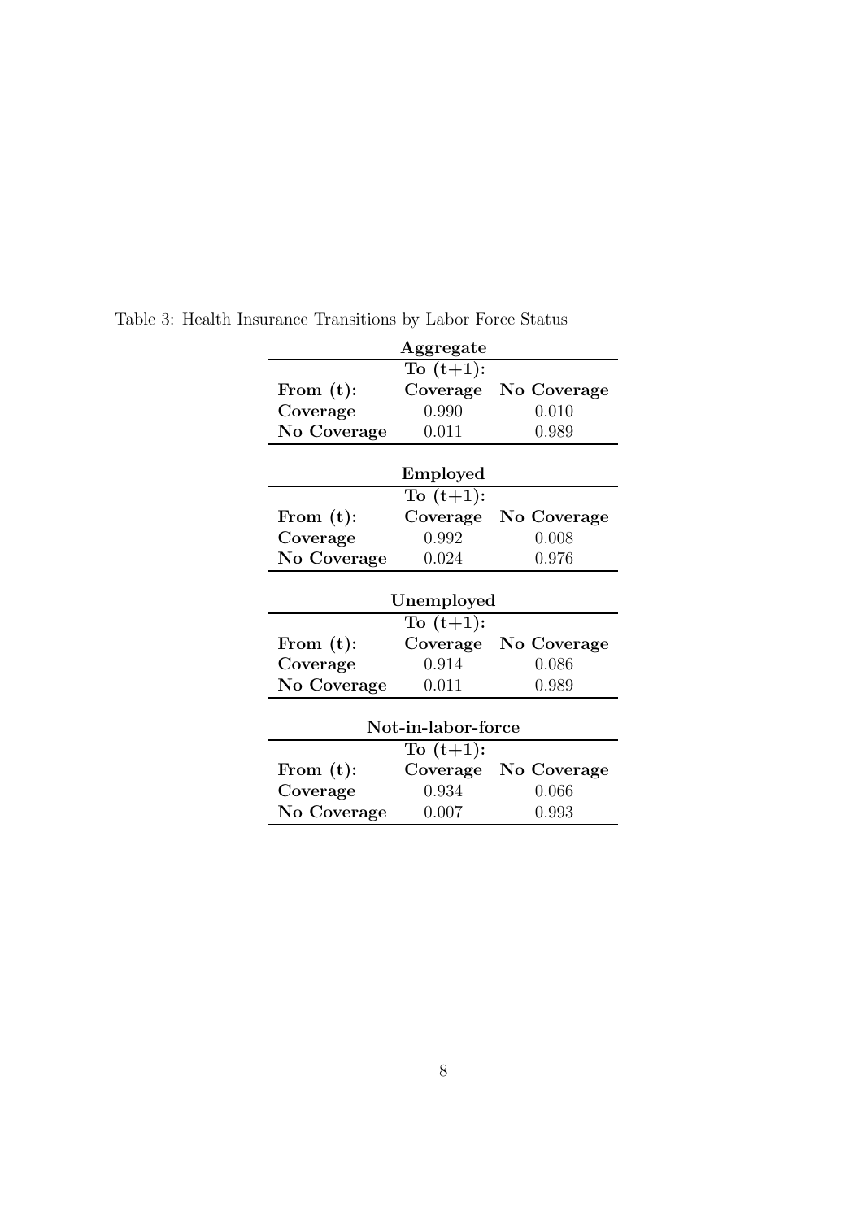Table 3: Health Insurance Transitions by Labor Force Status

**Aggregate**

| | To (t+1): | |
|---|---|---|
| **From (t):** | **Coverage** | **No Coverage** |
| **Coverage** | 0.990 | 0.010 |
| **No Coverage** | 0.011 | 0.989 |

**Employed**

| | To (t+1): | |
|---|---|---|
| **From (t):** | **Coverage** | **No Coverage** |
| **Coverage** | 0.992 | 0.008 |
| **No Coverage** | 0.024 | 0.976 |

**Unemployed**

| | To (t+1): | |
|---|---|---|
| **From (t):** | **Coverage** | **No Coverage** |
| **Coverage** | 0.914 | 0.086 |
| **No Coverage** | 0.011 | 0.989 |

**Not-in-labor-force**

| | To (t+1): | |
|---|---|---|
| **From (t):** | **Coverage** | **No Coverage** |
| **Coverage** | 0.934 | 0.066 |
| **No Coverage** | 0.007 | 0.993 |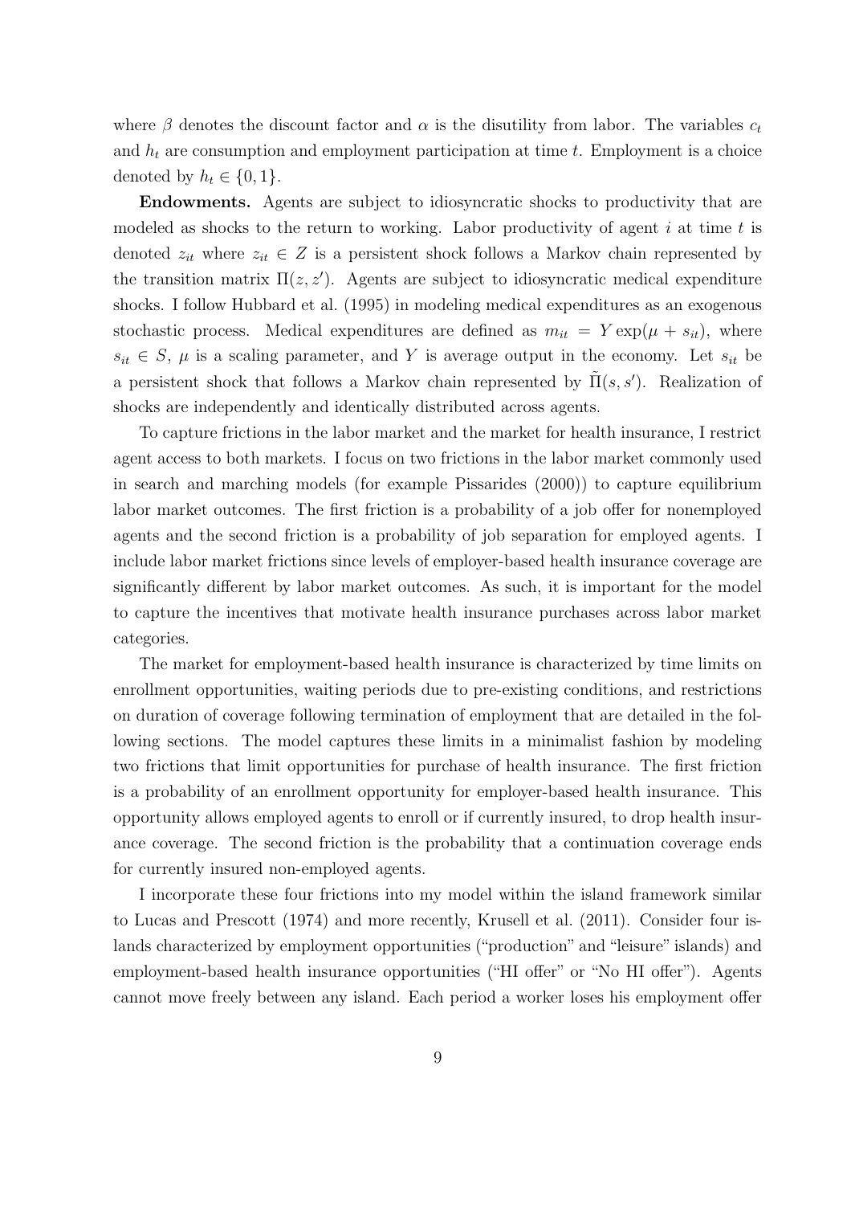where $\beta$ denotes the discount factor and $\alpha$ is the disutility from labor. The variables $c_t$ and $h_t$ are consumption and employment participation at time $t$. Employment is a choice denoted by $h_t \in \{0, 1\}$.

**Endowments.** Agents are subject to idiosyncratic shocks to productivity that are modeled as shocks to the return to working. Labor productivity of agent $i$ at time $t$ is denoted $z_{it}$ where $z_{it} \in Z$ is a persistent shock follows a Markov chain represented by the transition matrix $\Pi(z, z')$. Agents are subject to idiosyncratic medical expenditure shocks. I follow Hubbard et al. (1995) in modeling medical expenditures as an exogenous stochastic process. Medical expenditures are defined as $m_{it} = Y \exp(\mu + s_{it})$, where $s_{it} \in S$, $\mu$ is a scaling parameter, and $Y$ is average output in the economy. Let $s_{it}$ be a persistent shock that follows a Markov chain represented by $\tilde{\Pi}(s, s')$. Realization of shocks are independently and identically distributed across agents.

To capture frictions in the labor market and the market for health insurance, I restrict agent access to both markets. I focus on two frictions in the labor market commonly used in search and marching models (for example Pissarides (2000)) to capture equilibrium labor market outcomes. The first friction is a probability of a job offer for nonemployed agents and the second friction is a probability of job separation for employed agents. I include labor market frictions since levels of employer-based health insurance coverage are significantly different by labor market outcomes. As such, it is important for the model to capture the incentives that motivate health insurance purchases across labor market categories.

The market for employment-based health insurance is characterized by time limits on enrollment opportunities, waiting periods due to pre-existing conditions, and restrictions on duration of coverage following termination of employment that are detailed in the following sections. The model captures these limits in a minimalist fashion by modeling two frictions that limit opportunities for purchase of health insurance. The first friction is a probability of an enrollment opportunity for employer-based health insurance. This opportunity allows employed agents to enroll or if currently insured, to drop health insurance coverage. The second friction is the probability that a continuation coverage ends for currently insured non-employed agents.

I incorporate these four frictions into my model within the island framework similar to Lucas and Prescott (1974) and more recently, Krusell et al. (2011). Consider four islands characterized by employment opportunities ("production" and "leisure" islands) and employment-based health insurance opportunities ("HI offer" or "No HI offer"). Agents cannot move freely between any island. Each period a worker loses his employment offer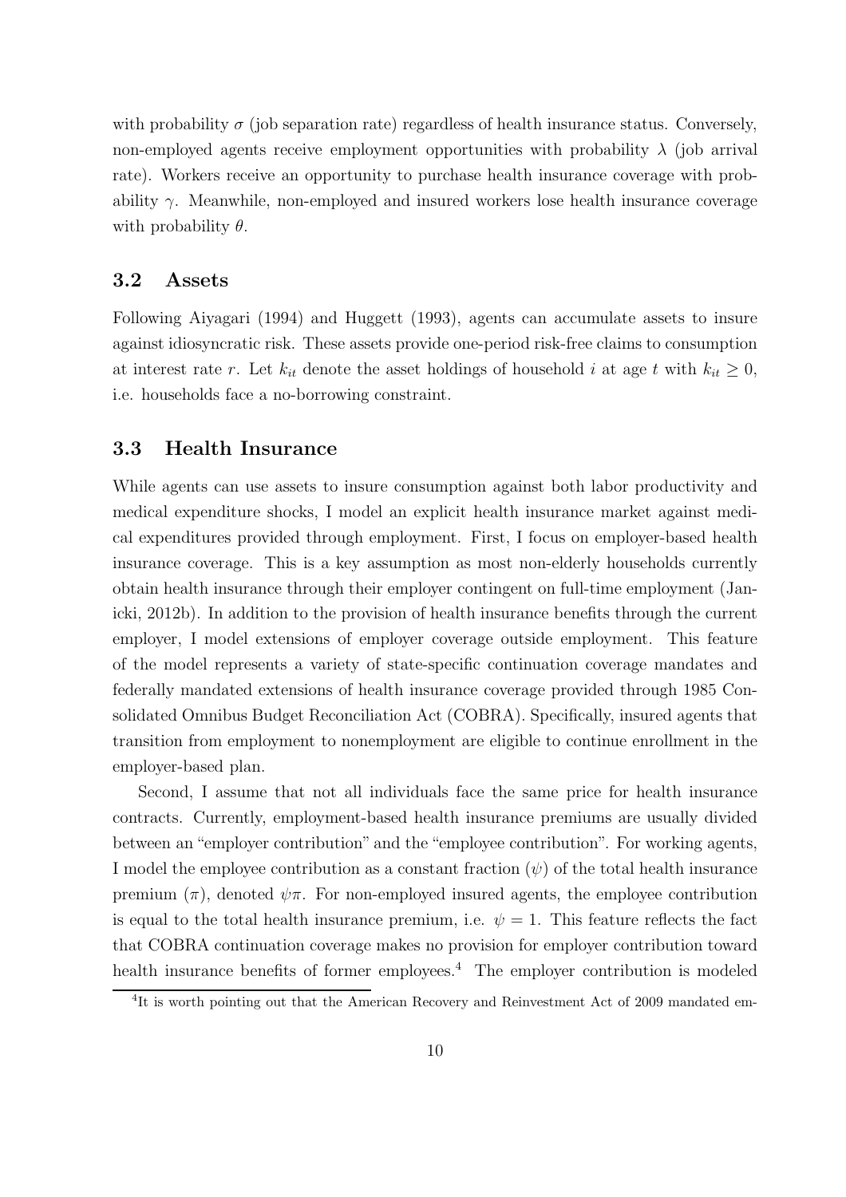with probability $\sigma$ (job separation rate) regardless of health insurance status. Conversely, non-employed agents receive employment opportunities with probability $\lambda$ (job arrival rate). Workers receive an opportunity to purchase health insurance coverage with probability $\gamma$. Meanwhile, non-employed and insured workers lose health insurance coverage with probability $\theta$.

## 3.2 Assets

Following Aiyagari (1994) and Huggett (1993), agents can accumulate assets to insure against idiosyncratic risk. These assets provide one-period risk-free claims to consumption at interest rate $r$. Let $k_{it}$ denote the asset holdings of household $i$ at age $t$ with $k_{it} \geq 0$, i.e. households face a no-borrowing constraint.

## 3.3 Health Insurance

While agents can use assets to insure consumption against both labor productivity and medical expenditure shocks, I model an explicit health insurance market against medical expenditures provided through employment. First, I focus on employer-based health insurance coverage. This is a key assumption as most non-elderly households currently obtain health insurance through their employer contingent on full-time employment (Janicki, 2012b). In addition to the provision of health insurance benefits through the current employer, I model extensions of employer coverage outside employment. This feature of the model represents a variety of state-specific continuation coverage mandates and federally mandated extensions of health insurance coverage provided through 1985 Consolidated Omnibus Budget Reconciliation Act (COBRA). Specifically, insured agents that transition from employment to nonemployment are eligible to continue enrollment in the employer-based plan.

Second, I assume that not all individuals face the same price for health insurance contracts. Currently, employment-based health insurance premiums are usually divided between an "employer contribution" and the "employee contribution". For working agents, I model the employee contribution as a constant fraction ($\psi$) of the total health insurance premium ($\pi$), denoted $\psi\pi$. For non-employed insured agents, the employee contribution is equal to the total health insurance premium, i.e. $\psi = 1$. This feature reflects the fact that COBRA continuation coverage makes no provision for employer contribution toward health insurance benefits of former employees.[4] The employer contribution is modeled

[4] It is worth pointing out that the American Recovery and Reinvestment Act of 2009 mandated em-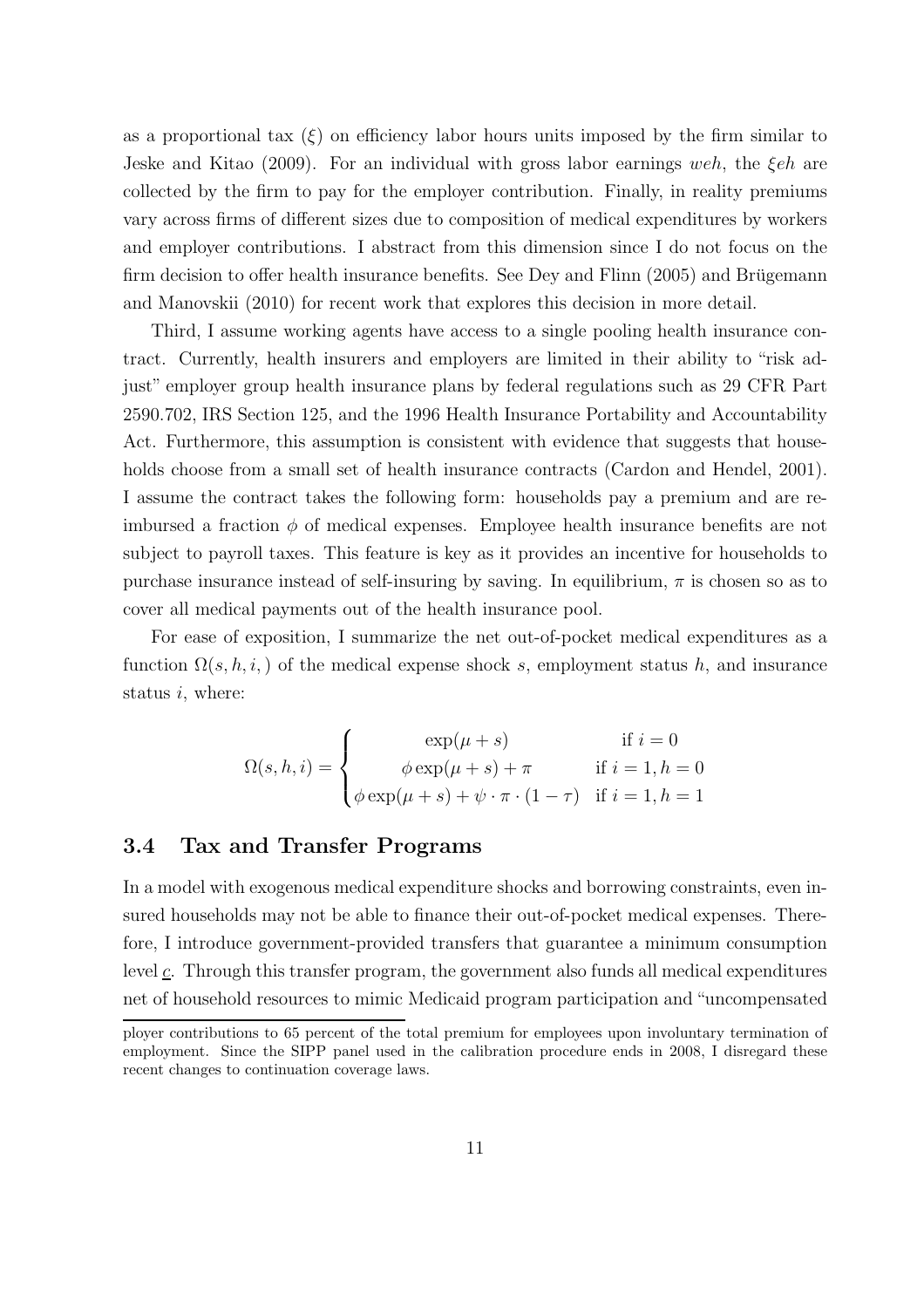as a proportional tax ($\xi$) on efficiency labor hours units imposed by the firm similar to Jeske and Kitao (2009). For an individual with gross labor earnings $weh$, the $\xi eh$ are collected by the firm to pay for the employer contribution. Finally, in reality premiums vary across firms of different sizes due to composition of medical expenditures by workers and employer contributions. I abstract from this dimension since I do not focus on the firm decision to offer health insurance benefits. See Dey and Flinn (2005) and Brügemann and Manovskii (2010) for recent work that explores this decision in more detail.

Third, I assume working agents have access to a single pooling health insurance contract. Currently, health insurers and employers are limited in their ability to "risk adjust" employer group health insurance plans by federal regulations such as 29 CFR Part 2590.702, IRS Section 125, and the 1996 Health Insurance Portability and Accountability Act. Furthermore, this assumption is consistent with evidence that suggests that households choose from a small set of health insurance contracts (Cardon and Hendel, 2001). I assume the contract takes the following form: households pay a premium and are reimbursed a fraction $\phi$ of medical expenses. Employee health insurance benefits are not subject to payroll taxes. This feature is key as it provides an incentive for households to purchase insurance instead of self-insuring by saving. In equilibrium, $\pi$ is chosen so as to cover all medical payments out of the health insurance pool.

For ease of exposition, I summarize the net out-of-pocket medical expenditures as a function $\Omega(s, h, i, )$ of the medical expense shock $s$, employment status $h$, and insurance status $i$, where:

$$\Omega(s, h, i) = \begin{cases} \exp(\mu + s) & \text{if } i = 0 \\ \phi \exp(\mu + s) + \pi & \text{if } i = 1, h = 0 \\ \phi \exp(\mu + s) + \psi \cdot \pi \cdot (1 - \tau) & \text{if } i = 1, h = 1 \end{cases}$$

### 3.4 Tax and Transfer Programs

In a model with exogenous medical expenditure shocks and borrowing constraints, even insured households may not be able to finance their out-of-pocket medical expenses. Therefore, I introduce government-provided transfers that guarantee a minimum consumption level $\underline{c}$. Through this transfer program, the government also funds all medical expenditures net of household resources to mimic Medicaid program participation and "uncompensated

ployer contributions to 65 percent of the total premium for employees upon involuntary termination of employment. Since the SIPP panel used in the calibration procedure ends in 2008, I disregard these recent changes to continuation coverage laws.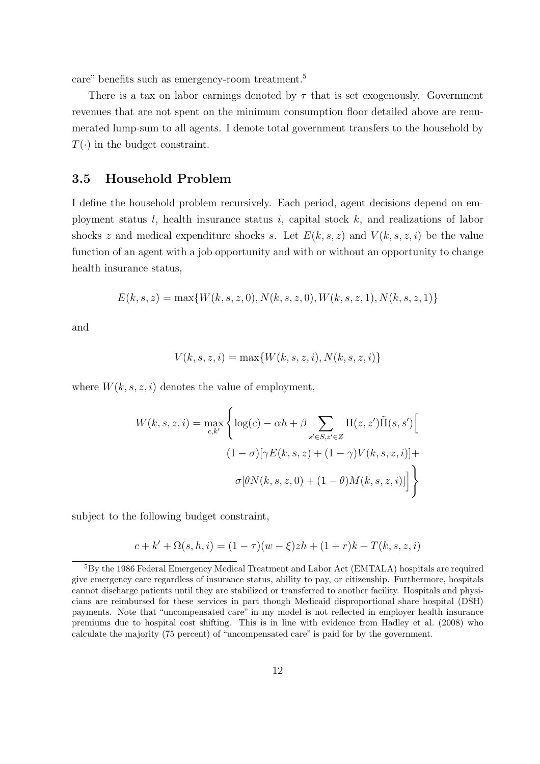care" benefits such as emergency-room treatment.[5]

There is a tax on labor earnings denoted by $\tau$ that is set exogenously. Government revenues that are not spent on the minimum consumption floor detailed above are renumerated lump-sum to all agents. I denote total government transfers to the household by $T(\cdot)$ in the budget constraint.

## 3.5 Household Problem

I define the household problem recursively. Each period, agent decisions depend on employment status $l$, health insurance status $i$, capital stock $k$, and realizations of labor shocks $z$ and medical expenditure shocks $s$. Let $E(k, s, z)$ and $V(k, s, z, i)$ be the value function of an agent with a job opportunity and with or without an opportunity to change health insurance status,

$$E(k, s, z) = \max\{W(k, s, z, 0), N(k, s, z, 0), W(k, s, z, 1), N(k, s, z, 1)\}$$

and

$$V(k, s, z, i) = \max\{W(k, s, z, i), N(k, s, z, i)\}$$

where $W(k, s, z, i)$ denotes the value of employment,

$$W(k, s, z, i) = \max_{c,k'} \Bigg\{ \log(c) - \alpha h + \beta \sum_{s' \in S, z' \in Z} \Pi(z, z') \tilde{\Pi}(s, s') \Big[ (1 - \sigma)[\gamma E(k, s, z) + (1 - \gamma) V(k, s, z, i)] + \sigma[\theta N(k, s, z, 0) + (1 - \theta) M(k, s, z, i)] \Big] \Bigg\}$$

subject to the following budget constraint,

$$c + k' + \Omega(s, h, i) = (1 - \tau)(w - \xi) z h + (1 + r) k + T(k, s, z, i)$$

[5] By the 1986 Federal Emergency Medical Treatment and Labor Act (EMTALA) hospitals are required give emergency care regardless of insurance status, ability to pay, or citizenship. Furthermore, hospitals cannot discharge patients until they are stabilized or transferred to another facility. Hospitals and physicians are reimbursed for these services in part though Medicaid disproportional share hospital (DSH) payments. Note that "uncompensated care" in my model is not reflected in employer health insurance premiums due to hospital cost shifting. This is in line with evidence from Hadley et al. (2008) who calculate the majority (75 percent) of "uncompensated care" is paid for by the government.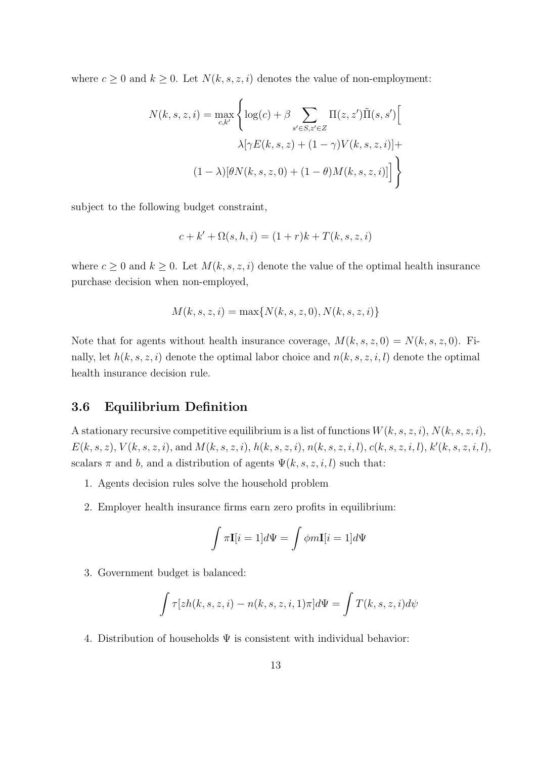where $c \geq 0$ and $k \geq 0$. Let $N(k, s, z, i)$ denotes the value of non-employment:

$$N(k, s, z, i) = \max_{c,k'} \Bigg\{ \log(c) + \beta \sum_{s' \in S, z' \in Z} \Pi(z, z')\tilde{\Pi}(s, s') \Big[ \lambda[\gamma E(k, s, z) + (1 - \gamma)V(k, s, z, i)] + (1 - \lambda)[\theta N(k, s, z, 0) + (1 - \theta)M(k, s, z, i)] \Big] \Bigg\}$$

subject to the following budget constraint,

$$c + k' + \Omega(s, h, i) = (1 + r)k + T(k, s, z, i)$$

where $c \geq 0$ and $k \geq 0$. Let $M(k, s, z, i)$ denote the value of the optimal health insurance purchase decision when non-employed,

$$M(k, s, z, i) = \max\{N(k, s, z, 0), N(k, s, z, i)\}$$

Note that for agents without health insurance coverage, $M(k, s, z, 0) = N(k, s, z, 0)$. Finally, let $h(k, s, z, i)$ denote the optimal labor choice and $n(k, s, z, i, l)$ denote the optimal health insurance decision rule.

### 3.6 Equilibrium Definition

A stationary recursive competitive equilibrium is a list of functions $W(k, s, z, i)$, $N(k, s, z, i)$, $E(k, s, z)$, $V(k, s, z, i)$, and $M(k, s, z, i)$, $h(k, s, z, i)$, $n(k, s, z, i, l)$, $c(k, s, z, i, l)$, $k'(k, s, z, i, l)$, scalars $\pi$ and $b$, and a distribution of agents $\Psi(k, s, z, i, l)$ such that:

1. Agents decision rules solve the household problem
2. Employer health insurance firms earn zero profits in equilibrium:

$$\int \pi \mathbf{I}[i = 1] d\Psi = \int \phi m \mathbf{I}[i = 1] d\Psi$$

3. Government budget is balanced:

$$\int \tau[zh(k, s, z, i) - n(k, s, z, i, 1)\pi] d\Psi = \int T(k, s, z, i) d\psi$$

4. Distribution of households $\Psi$ is consistent with individual behavior: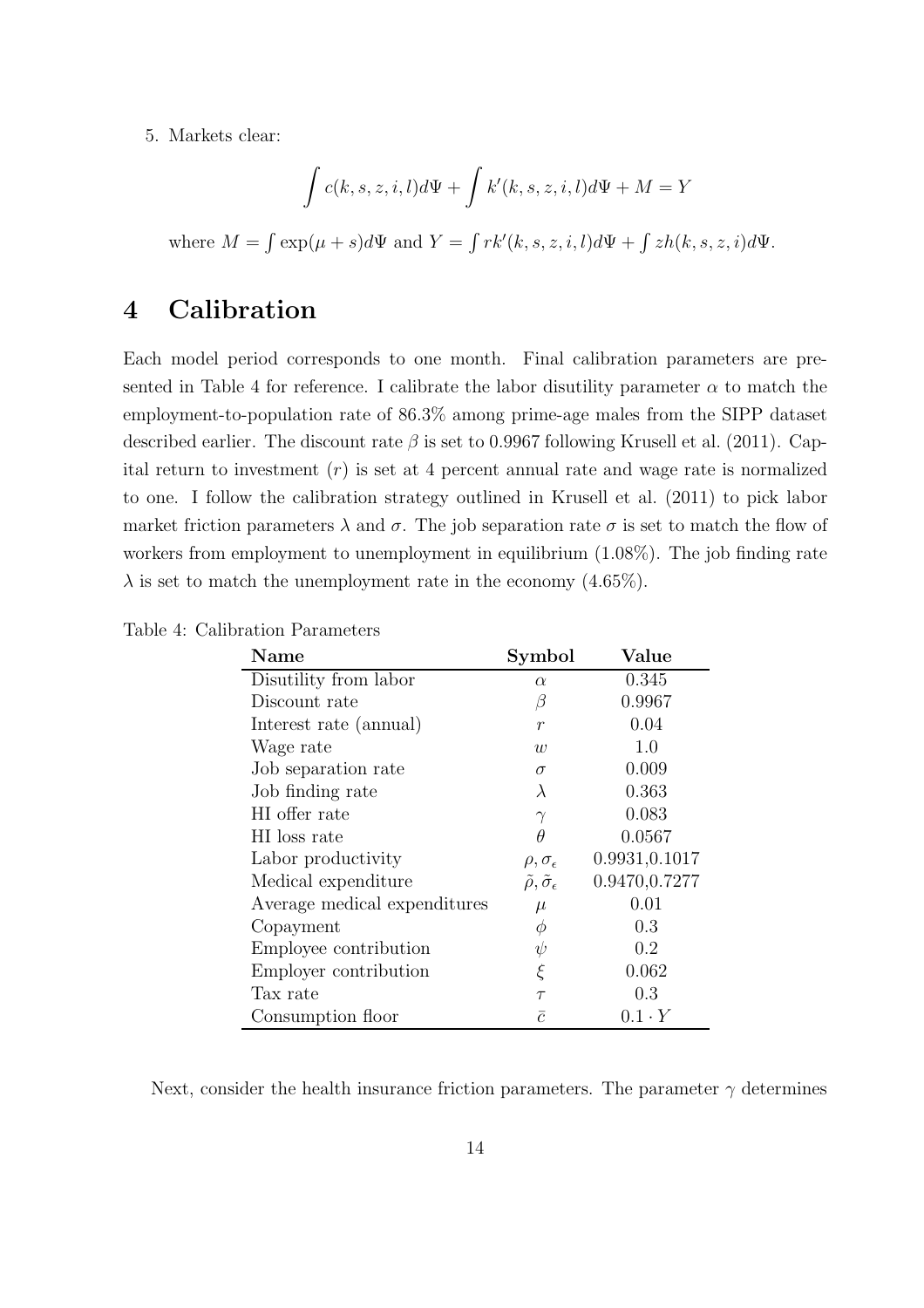5. Markets clear:

$$\int c(k,s,z,i,l)d\Psi + \int k'(k,s,z,i,l)d\Psi + M = Y$$

where $M = \int \exp(\mu + s)d\Psi$ and $Y = \int rk'(k,s,z,i,l)d\Psi + \int zh(k,s,z,i)d\Psi$.

# 4 Calibration

Each model period corresponds to one month. Final calibration parameters are presented in Table 4 for reference. I calibrate the labor disutility parameter $\alpha$ to match the employment-to-population rate of 86.3% among prime-age males from the SIPP dataset described earlier. The discount rate $\beta$ is set to 0.9967 following Krusell et al. (2011). Capital return to investment ($r$) is set at 4 percent annual rate and wage rate is normalized to one. I follow the calibration strategy outlined in Krusell et al. (2011) to pick labor market friction parameters $\lambda$ and $\sigma$. The job separation rate $\sigma$ is set to match the flow of workers from employment to unemployment in equilibrium (1.08%). The job finding rate $\lambda$ is set to match the unemployment rate in the economy (4.65%).

Table 4: Calibration Parameters

| Name | Symbol | Value |
|---|---|---|
| Disutility from labor | $\alpha$ | 0.345 |
| Discount rate | $\beta$ | 0.9967 |
| Interest rate (annual) | $r$ | 0.04 |
| Wage rate | $w$ | 1.0 |
| Job separation rate | $\sigma$ | 0.009 |
| Job finding rate | $\lambda$ | 0.363 |
| HI offer rate | $\gamma$ | 0.083 |
| HI loss rate | $\theta$ | 0.0567 |
| Labor productivity | $\rho, \sigma_\epsilon$ | 0.9931,0.1017 |
| Medical expenditure | $\tilde{\rho}, \tilde{\sigma}_\epsilon$ | 0.9470,0.7277 |
| Average medical expenditures | $\mu$ | 0.01 |
| Copayment | $\phi$ | 0.3 |
| Employee contribution | $\psi$ | 0.2 |
| Employer contribution | $\xi$ | 0.062 |
| Tax rate | $\tau$ | 0.3 |
| Consumption floor | $\bar{c}$ | $0.1 \cdot Y$ |

Next, consider the health insurance friction parameters. The parameter $\gamma$ determines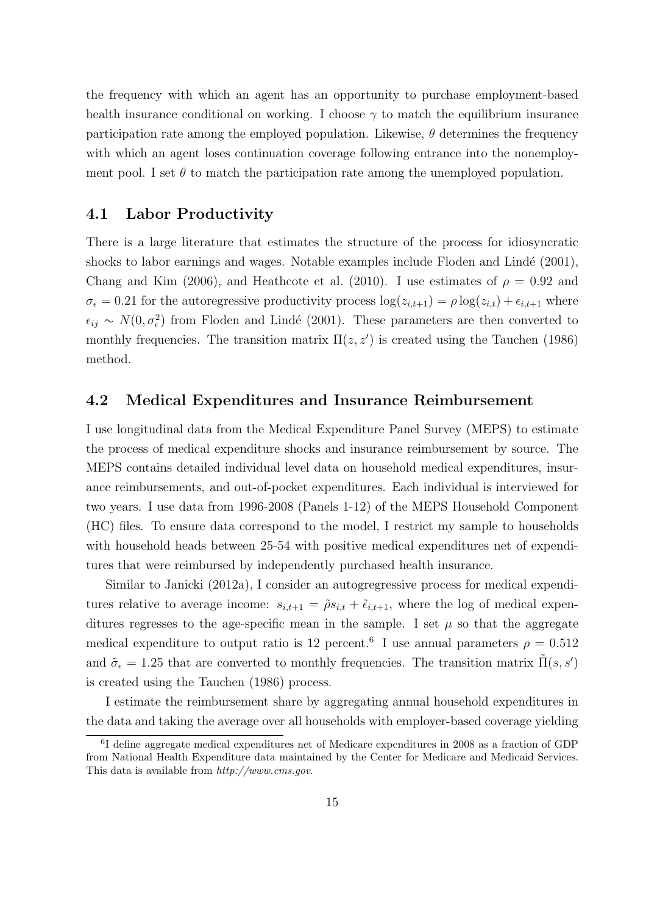the frequency with which an agent has an opportunity to purchase employment-based health insurance conditional on working. I choose $\gamma$ to match the equilibrium insurance participation rate among the employed population. Likewise, $\theta$ determines the frequency with which an agent loses continuation coverage following entrance into the nonemployment pool. I set $\theta$ to match the participation rate among the unemployed population.

## 4.1 Labor Productivity

There is a large literature that estimates the structure of the process for idiosyncratic shocks to labor earnings and wages. Notable examples include Floden and Lindé (2001), Chang and Kim (2006), and Heathcote et al. (2010). I use estimates of $\rho = 0.92$ and $\sigma_\epsilon = 0.21$ for the autoregressive productivity process $\log(z_{i,t+1}) = \rho \log(z_{i,t}) + \epsilon_{i,t+1}$ where $\epsilon_{ij} \sim N(0, \sigma_\epsilon^2)$ from Floden and Lindé (2001). These parameters are then converted to monthly frequencies. The transition matrix $\Pi(z, z')$ is created using the Tauchen (1986) method.

## 4.2 Medical Expenditures and Insurance Reimbursement

I use longitudinal data from the Medical Expenditure Panel Survey (MEPS) to estimate the process of medical expenditure shocks and insurance reimbursement by source. The MEPS contains detailed individual level data on household medical expenditures, insurance reimbursements, and out-of-pocket expenditures. Each individual is interviewed for two years. I use data from 1996-2008 (Panels 1-12) of the MEPS Household Component (HC) files. To ensure data correspond to the model, I restrict my sample to households with household heads between 25-54 with positive medical expenditures net of expenditures that were reimbursed by independently purchased health insurance.

Similar to Janicki (2012a), I consider an autogregressive process for medical expenditures relative to average income: $s_{i,t+1} = \tilde{\rho} s_{i,t} + \tilde{\epsilon}_{i,t+1}$, where the log of medical expenditures regresses to the age-specific mean in the sample. I set $\mu$ so that the aggregate medical expenditure to output ratio is 12 percent.[6] I use annual parameters $\rho = 0.512$ and $\tilde{\sigma}_\epsilon = 1.25$ that are converted to monthly frequencies. The transition matrix $\tilde{\Pi}(s, s')$ is created using the Tauchen (1986) process.

I estimate the reimbursement share by aggregating annual household expenditures in the data and taking the average over all households with employer-based coverage yielding

[6] I define aggregate medical expenditures net of Medicare expenditures in 2008 as a fraction of GDP from National Health Expenditure data maintained by the Center for Medicare and Medicaid Services. This data is available from *http://www.cms.gov*.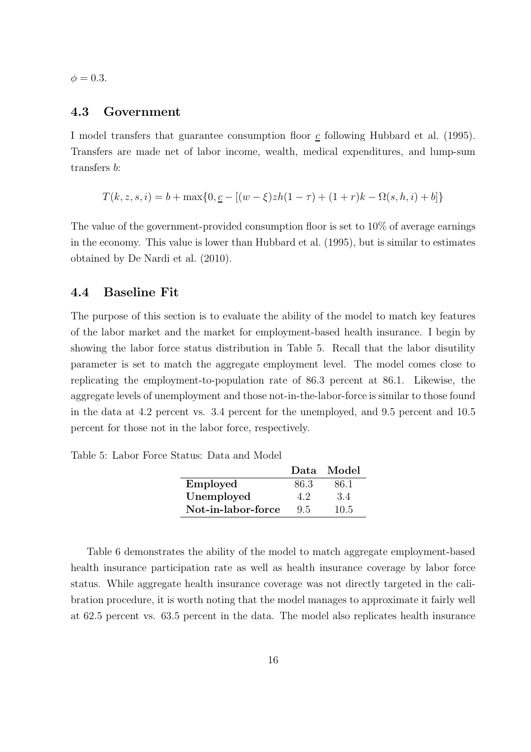$\phi = 0.3$.

### 4.3 Government

I model transfers that guarantee consumption floor $\underline{c}$ following Hubbard et al. (1995). Transfers are made net of labor income, wealth, medical expenditures, and lump-sum transfers $b$:

$$T(k, z, s, i) = b + \max\{0, \underline{c} - [(w - \xi)zh(1 - \tau) + (1 + r)k - \Omega(s, h, i) + b]\}$$

The value of the government-provided consumption floor is set to 10% of average earnings in the economy. This value is lower than Hubbard et al. (1995), but is similar to estimates obtained by De Nardi et al. (2010).

### 4.4 Baseline Fit

The purpose of this section is to evaluate the ability of the model to match key features of the labor market and the market for employment-based health insurance. I begin by showing the labor force status distribution in Table 5. Recall that the labor disutility parameter is set to match the aggregate employment level. The model comes close to replicating the employment-to-population rate of 86.3 percent at 86.1. Likewise, the aggregate levels of unemployment and those not-in-the-labor-force is similar to those found in the data at 4.2 percent vs. 3.4 percent for the unemployed, and 9.5 percent and 10.5 percent for those not in the labor force, respectively.

Table 5: Labor Force Status: Data and Model

| | **Data** | **Model** |
|---|---|---|
| **Employed** | 86.3 | 86.1 |
| **Unemployed** | 4.2 | 3.4 |
| **Not-in-labor-force** | 9.5 | 10.5 |

Table 6 demonstrates the ability of the model to match aggregate employment-based health insurance participation rate as well as health insurance coverage by labor force status. While aggregate health insurance coverage was not directly targeted in the calibration procedure, it is worth noting that the model manages to approximate it fairly well at 62.5 percent vs. 63.5 percent in the data. The model also replicates health insurance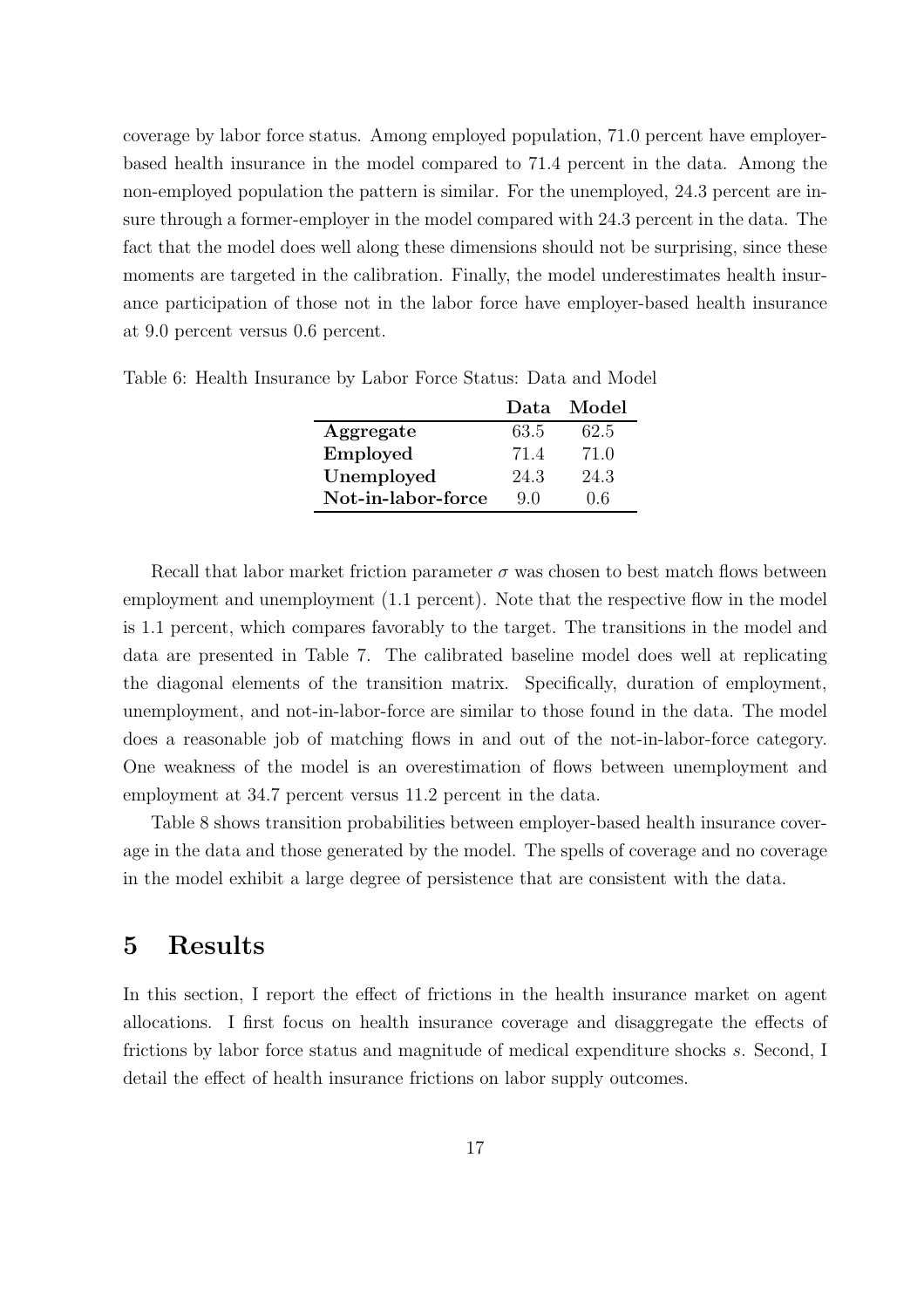coverage by labor force status. Among employed population, 71.0 percent have employer-based health insurance in the model compared to 71.4 percent in the data. Among the non-employed population the pattern is similar. For the unemployed, 24.3 percent are insure through a former-employer in the model compared with 24.3 percent in the data. The fact that the model does well along these dimensions should not be surprising, since these moments are targeted in the calibration. Finally, the model underestimates health insurance participation of those not in the labor force have employer-based health insurance at 9.0 percent versus 0.6 percent.

Table 6: Health Insurance by Labor Force Status: Data and Model

| | **Data** | **Model** |
|---|---|---|
| **Aggregate** | 63.5 | 62.5 |
| **Employed** | 71.4 | 71.0 |
| **Unemployed** | 24.3 | 24.3 |
| **Not-in-labor-force** | 9.0 | 0.6 |

Recall that labor market friction parameter $\sigma$ was chosen to best match flows between employment and unemployment (1.1 percent). Note that the respective flow in the model is 1.1 percent, which compares favorably to the target. The transitions in the model and data are presented in Table 7. The calibrated baseline model does well at replicating the diagonal elements of the transition matrix. Specifically, duration of employment, unemployment, and not-in-labor-force are similar to those found in the data. The model does a reasonable job of matching flows in and out of the not-in-labor-force category. One weakness of the model is an overestimation of flows between unemployment and employment at 34.7 percent versus 11.2 percent in the data.

Table 8 shows transition probabilities between employer-based health insurance coverage in the data and those generated by the model. The spells of coverage and no coverage in the model exhibit a large degree of persistence that are consistent with the data.

# 5 Results

In this section, I report the effect of frictions in the health insurance market on agent allocations. I first focus on health insurance coverage and disaggregate the effects of frictions by labor force status and magnitude of medical expenditure shocks $s$. Second, I detail the effect of health insurance frictions on labor supply outcomes.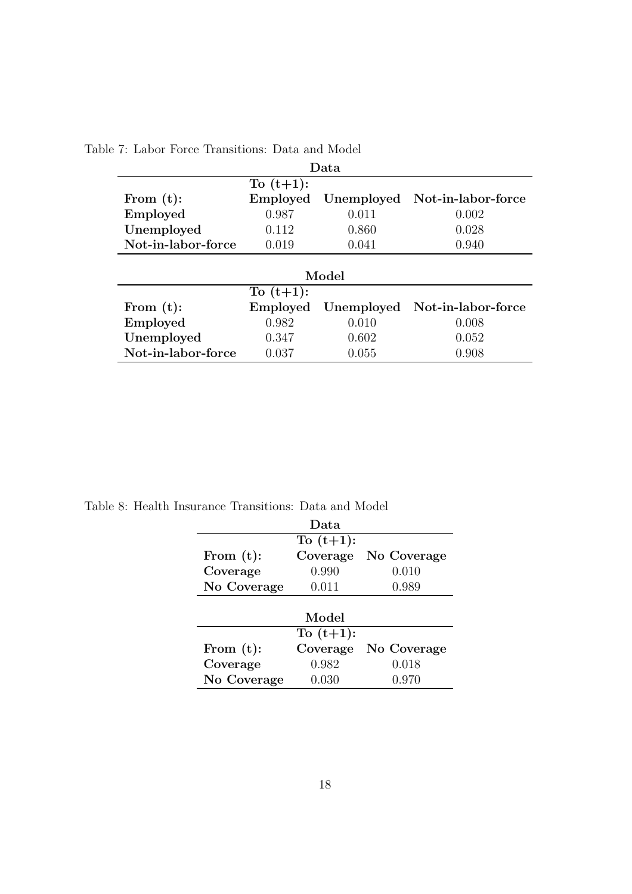Table 7: Labor Force Transitions: Data and Model

| **Data** | | | |
|---|---|---|---|
| | **To (t+1):** | | |
| **From (t):** | **Employed** | **Unemployed** | **Not-in-labor-force** |
| **Employed** | 0.987 | 0.011 | 0.002 |
| **Unemployed** | 0.112 | 0.860 | 0.028 |
| **Not-in-labor-force** | 0.019 | 0.041 | 0.940 |

| **Model** | | | |
|---|---|---|---|
| | **To (t+1):** | | |
| **From (t):** | **Employed** | **Unemployed** | **Not-in-labor-force** |
| **Employed** | 0.982 | 0.010 | 0.008 |
| **Unemployed** | 0.347 | 0.602 | 0.052 |
| **Not-in-labor-force** | 0.037 | 0.055 | 0.908 |

Table 8: Health Insurance Transitions: Data and Model

| **Data** | | |
|---|---|---|
| | **To (t+1):** | |
| **From (t):** | **Coverage** | **No Coverage** |
| **Coverage** | 0.990 | 0.010 |
| **No Coverage** | 0.011 | 0.989 |

| **Model** | | |
|---|---|---|
| | **To (t+1):** | |
| **From (t):** | **Coverage** | **No Coverage** |
| **Coverage** | 0.982 | 0.018 |
| **No Coverage** | 0.030 | 0.970 |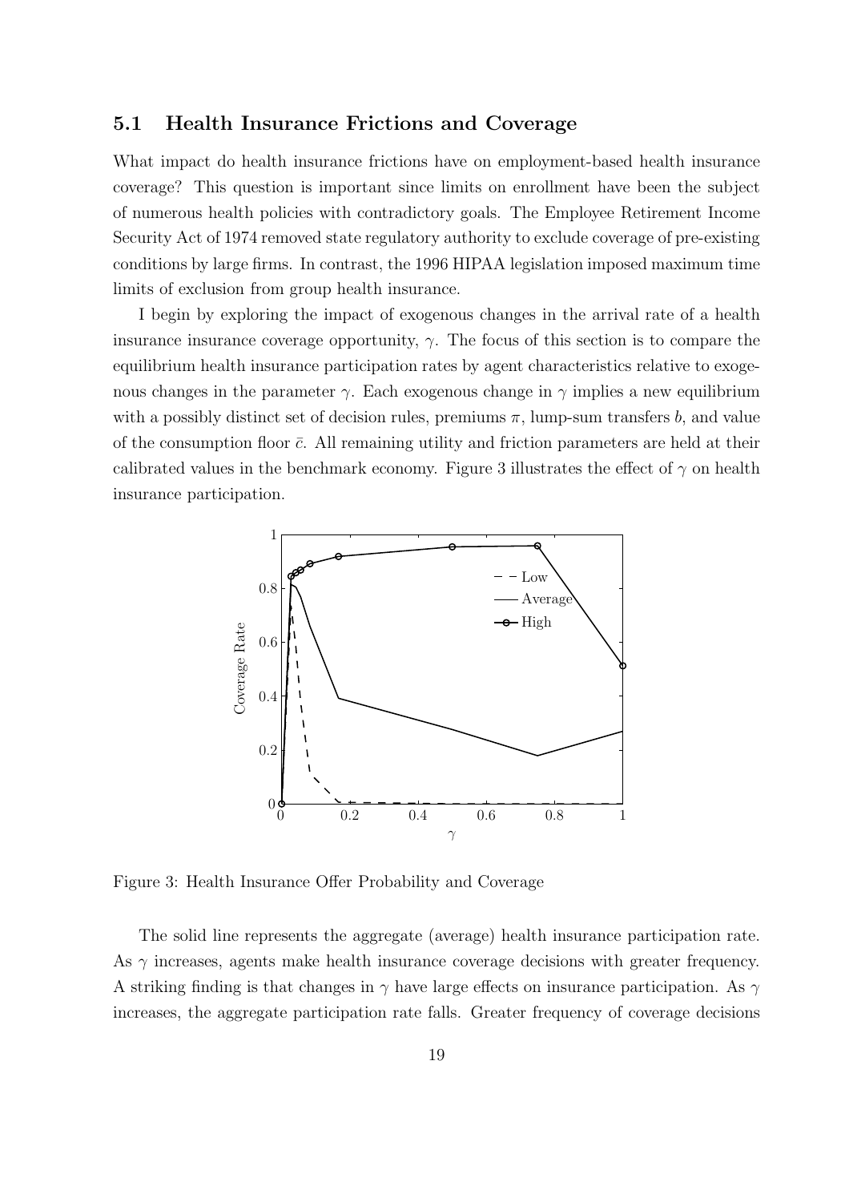### 5.1 Health Insurance Frictions and Coverage

What impact do health insurance frictions have on employment-based health insurance coverage? This question is important since limits on enrollment have been the subject of numerous health policies with contradictory goals. The Employee Retirement Income Security Act of 1974 removed state regulatory authority to exclude coverage of pre-existing conditions by large firms. In contrast, the 1996 HIPAA legislation imposed maximum time limits of exclusion from group health insurance.

I begin by exploring the impact of exogenous changes in the arrival rate of a health insurance insurance coverage opportunity, $\gamma$. The focus of this section is to compare the equilibrium health insurance participation rates by agent characteristics relative to exogenous changes in the parameter $\gamma$. Each exogenous change in $\gamma$ implies a new equilibrium with a possibly distinct set of decision rules, premiums $\pi$, lump-sum transfers $b$, and value of the consumption floor $\bar{c}$. All remaining utility and friction parameters are held at their calibrated values in the benchmark economy. Figure 3 illustrates the effect of $\gamma$ on health insurance participation.

Figure 3: Health Insurance Offer Probability and Coverage

The solid line represents the aggregate (average) health insurance participation rate. As $\gamma$ increases, agents make health insurance coverage decisions with greater frequency. A striking finding is that changes in $\gamma$ have large effects on insurance participation. As $\gamma$ increases, the aggregate participation rate falls. Greater frequency of coverage decisions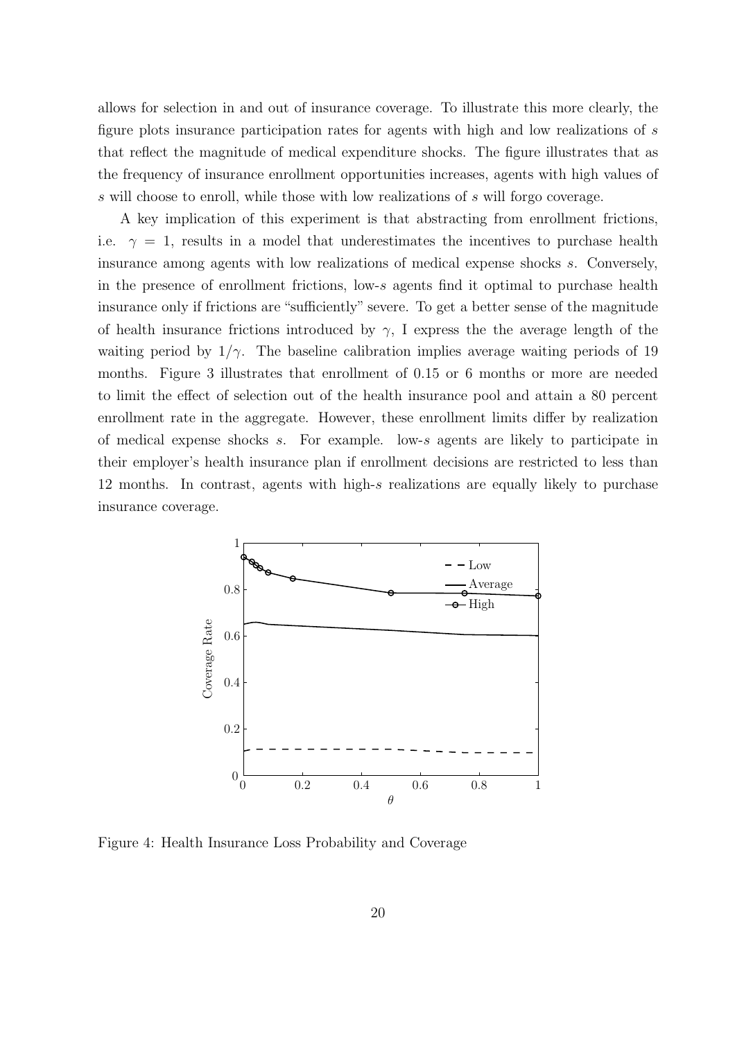allows for selection in and out of insurance coverage. To illustrate this more clearly, the figure plots insurance participation rates for agents with high and low realizations of $s$ that reflect the magnitude of medical expenditure shocks. The figure illustrates that as the frequency of insurance enrollment opportunities increases, agents with high values of $s$ will choose to enroll, while those with low realizations of $s$ will forgo coverage.

A key implication of this experiment is that abstracting from enrollment frictions, i.e. $\gamma = 1$, results in a model that underestimates the incentives to purchase health insurance among agents with low realizations of medical expense shocks $s$. Conversely, in the presence of enrollment frictions, low-$s$ agents find it optimal to purchase health insurance only if frictions are "sufficiently" severe. To get a better sense of the magnitude of health insurance frictions introduced by $\gamma$, I express the the average length of the waiting period by $1/\gamma$. The baseline calibration implies average waiting periods of 19 months. Figure 3 illustrates that enrollment of 0.15 or 6 months or more are needed to limit the effect of selection out of the health insurance pool and attain a 80 percent enrollment rate in the aggregate. However, these enrollment limits differ by realization of medical expense shocks $s$. For example. low-$s$ agents are likely to participate in their employer's health insurance plan if enrollment decisions are restricted to less than 12 months. In contrast, agents with high-$s$ realizations are equally likely to purchase insurance coverage.

Figure 4: Health Insurance Loss Probability and Coverage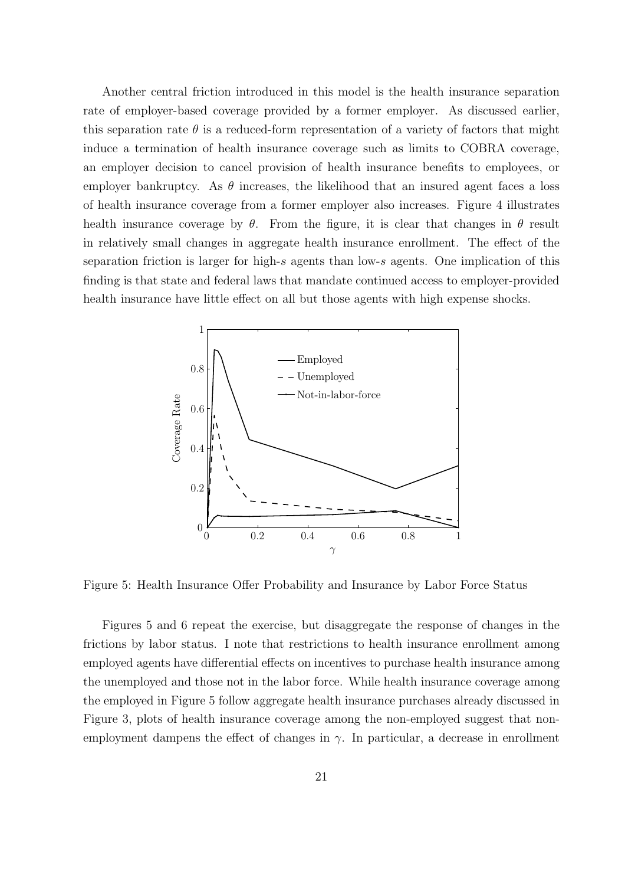Another central friction introduced in this model is the health insurance separation rate of employer-based coverage provided by a former employer. As discussed earlier, this separation rate $\theta$ is a reduced-form representation of a variety of factors that might induce a termination of health insurance coverage such as limits to COBRA coverage, an employer decision to cancel provision of health insurance benefits to employees, or employer bankruptcy. As $\theta$ increases, the likelihood that an insured agent faces a loss of health insurance coverage from a former employer also increases. Figure 4 illustrates health insurance coverage by $\theta$. From the figure, it is clear that changes in $\theta$ result in relatively small changes in aggregate health insurance enrollment. The effect of the separation friction is larger for high-$s$ agents than low-$s$ agents. One implication of this finding is that state and federal laws that mandate continued access to employer-provided health insurance have little effect on all but those agents with high expense shocks.

Figure 5: Health Insurance Offer Probability and Insurance by Labor Force Status

Figures 5 and 6 repeat the exercise, but disaggregate the response of changes in the frictions by labor status. I note that restrictions to health insurance enrollment among employed agents have differential effects on incentives to purchase health insurance among the unemployed and those not in the labor force. While health insurance coverage among the employed in Figure 5 follow aggregate health insurance purchases already discussed in Figure 3, plots of health insurance coverage among the non-employed suggest that non-employment dampens the effect of changes in $\gamma$. In particular, a decrease in enrollment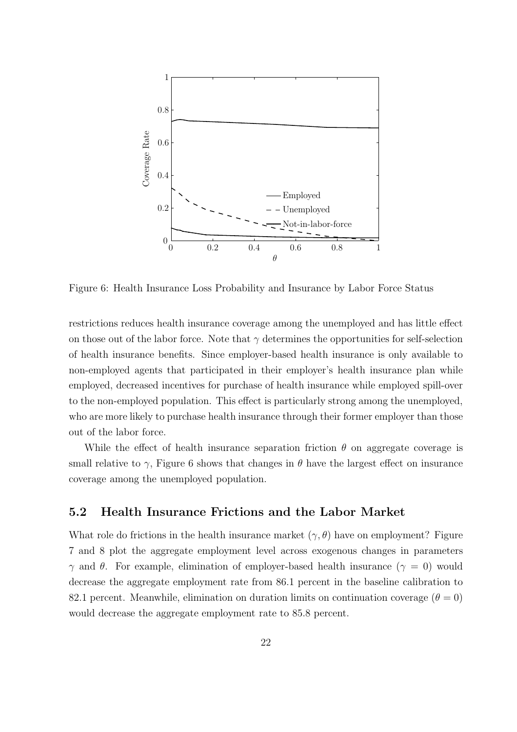Figure 6: Health Insurance Loss Probability and Insurance by Labor Force Status

restrictions reduces health insurance coverage among the unemployed and has little effect on those out of the labor force. Note that $\gamma$ determines the opportunities for self-selection of health insurance benefits. Since employer-based health insurance is only available to non-employed agents that participated in their employer's health insurance plan while employed, decreased incentives for purchase of health insurance while employed spill-over to the non-employed population. This effect is particularly strong among the unemployed, who are more likely to purchase health insurance through their former employer than those out of the labor force.

While the effect of health insurance separation friction $\theta$ on aggregate coverage is small relative to $\gamma$, Figure 6 shows that changes in $\theta$ have the largest effect on insurance coverage among the unemployed population.

## 5.2 Health Insurance Frictions and the Labor Market

What role do frictions in the health insurance market $(\gamma, \theta)$ have on employment? Figure 7 and 8 plot the aggregate employment level across exogenous changes in parameters $\gamma$ and $\theta$. For example, elimination of employer-based health insurance ($\gamma = 0$) would decrease the aggregate employment rate from 86.1 percent in the baseline calibration to 82.1 percent. Meanwhile, elimination on duration limits on continuation coverage ($\theta = 0$) would decrease the aggregate employment rate to 85.8 percent.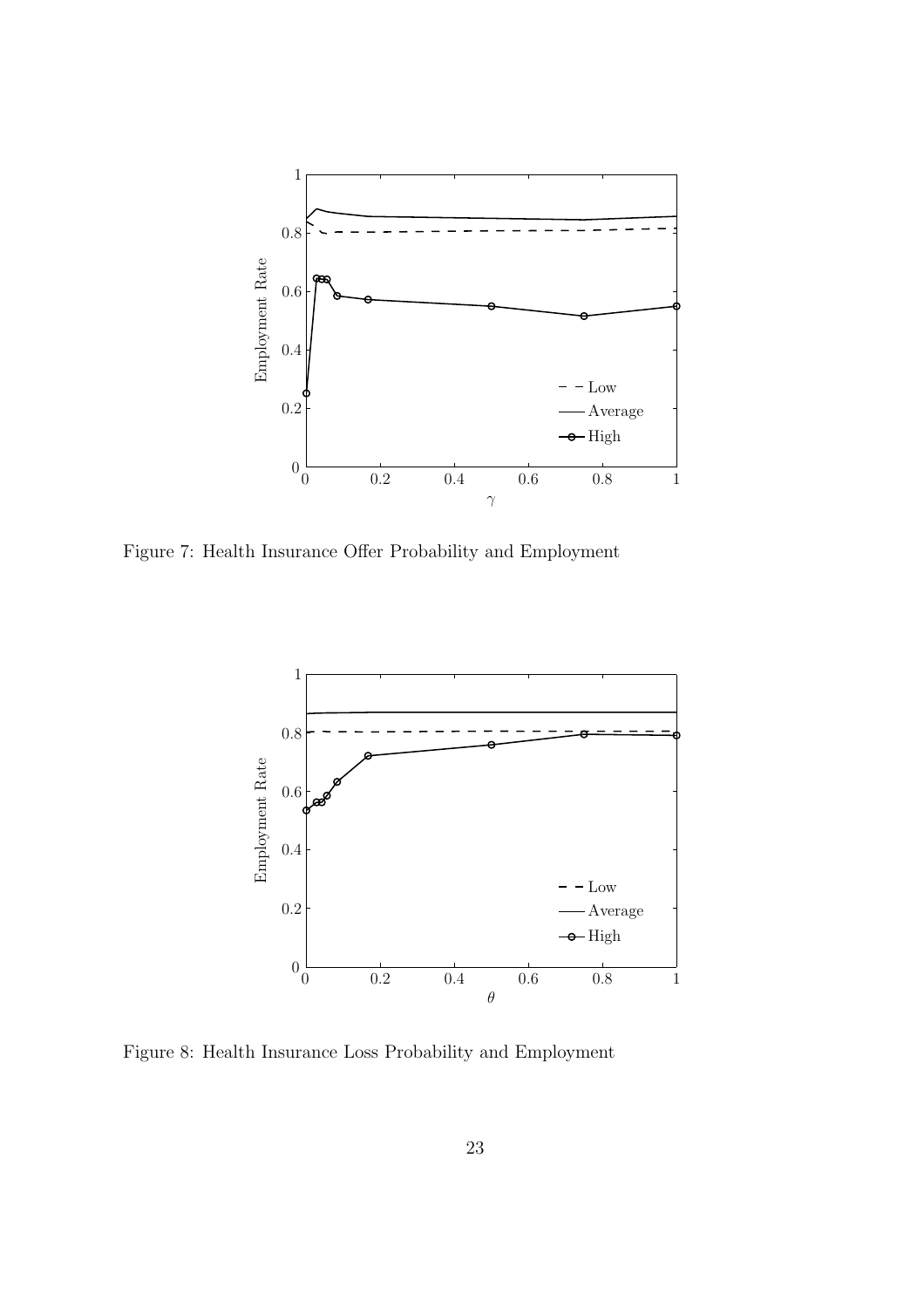Figure 7: Health Insurance Offer Probability and Employment

Figure 8: Health Insurance Loss Probability and Employment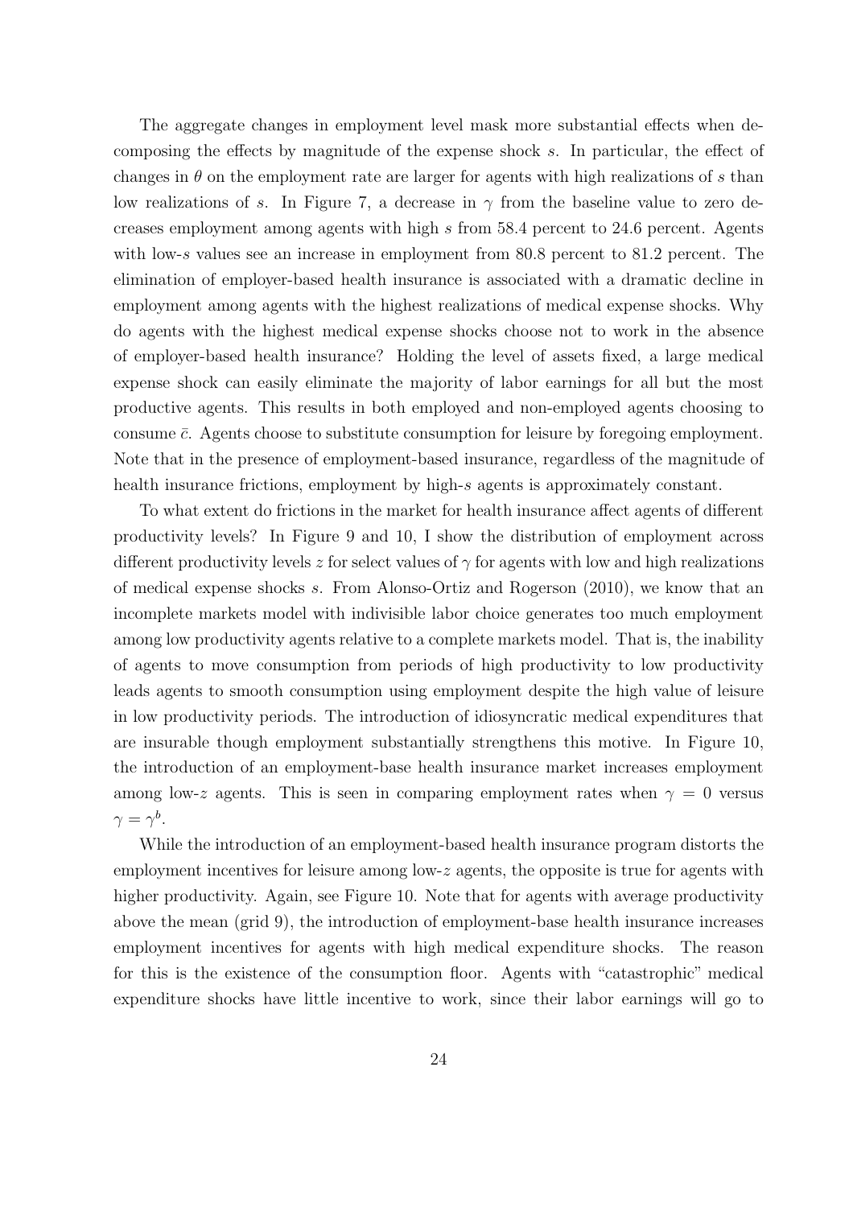The aggregate changes in employment level mask more substantial effects when decomposing the effects by magnitude of the expense shock $s$. In particular, the effect of changes in $\theta$ on the employment rate are larger for agents with high realizations of $s$ than low realizations of $s$. In Figure 7, a decrease in $\gamma$ from the baseline value to zero decreases employment among agents with high $s$ from 58.4 percent to 24.6 percent. Agents with low-$s$ values see an increase in employment from 80.8 percent to 81.2 percent. The elimination of employer-based health insurance is associated with a dramatic decline in employment among agents with the highest realizations of medical expense shocks. Why do agents with the highest medical expense shocks choose not to work in the absence of employer-based health insurance? Holding the level of assets fixed, a large medical expense shock can easily eliminate the majority of labor earnings for all but the most productive agents. This results in both employed and non-employed agents choosing to consume $\bar{c}$. Agents choose to substitute consumption for leisure by foregoing employment. Note that in the presence of employment-based insurance, regardless of the magnitude of health insurance frictions, employment by high-$s$ agents is approximately constant.

To what extent do frictions in the market for health insurance affect agents of different productivity levels? In Figure 9 and 10, I show the distribution of employment across different productivity levels $z$ for select values of $\gamma$ for agents with low and high realizations of medical expense shocks $s$. From Alonso-Ortiz and Rogerson (2010), we know that an incomplete markets model with indivisible labor choice generates too much employment among low productivity agents relative to a complete markets model. That is, the inability of agents to move consumption from periods of high productivity to low productivity leads agents to smooth consumption using employment despite the high value of leisure in low productivity periods. The introduction of idiosyncratic medical expenditures that are insurable though employment substantially strengthens this motive. In Figure 10, the introduction of an employment-base health insurance market increases employment among low-$z$ agents. This is seen in comparing employment rates when $\gamma = 0$ versus $\gamma = \gamma^b$.

While the introduction of an employment-based health insurance program distorts the employment incentives for leisure among low-$z$ agents, the opposite is true for agents with higher productivity. Again, see Figure 10. Note that for agents with average productivity above the mean (grid 9), the introduction of employment-base health insurance increases employment incentives for agents with high medical expenditure shocks. The reason for this is the existence of the consumption floor. Agents with "catastrophic" medical expenditure shocks have little incentive to work, since their labor earnings will go to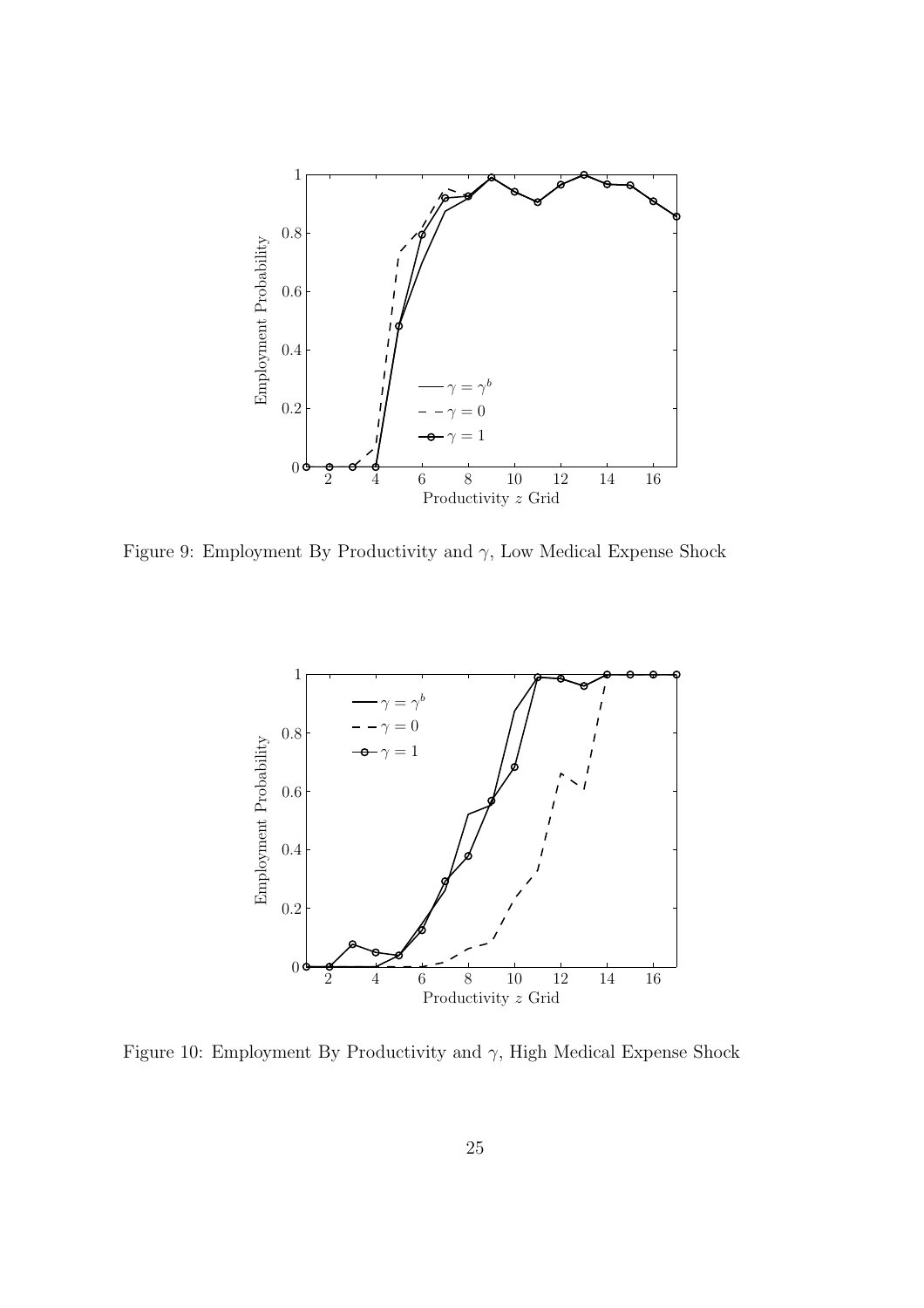Figure 9: Employment By Productivity and $\gamma$, Low Medical Expense Shock

Figure 10: Employment By Productivity and $\gamma$, High Medical Expense Shock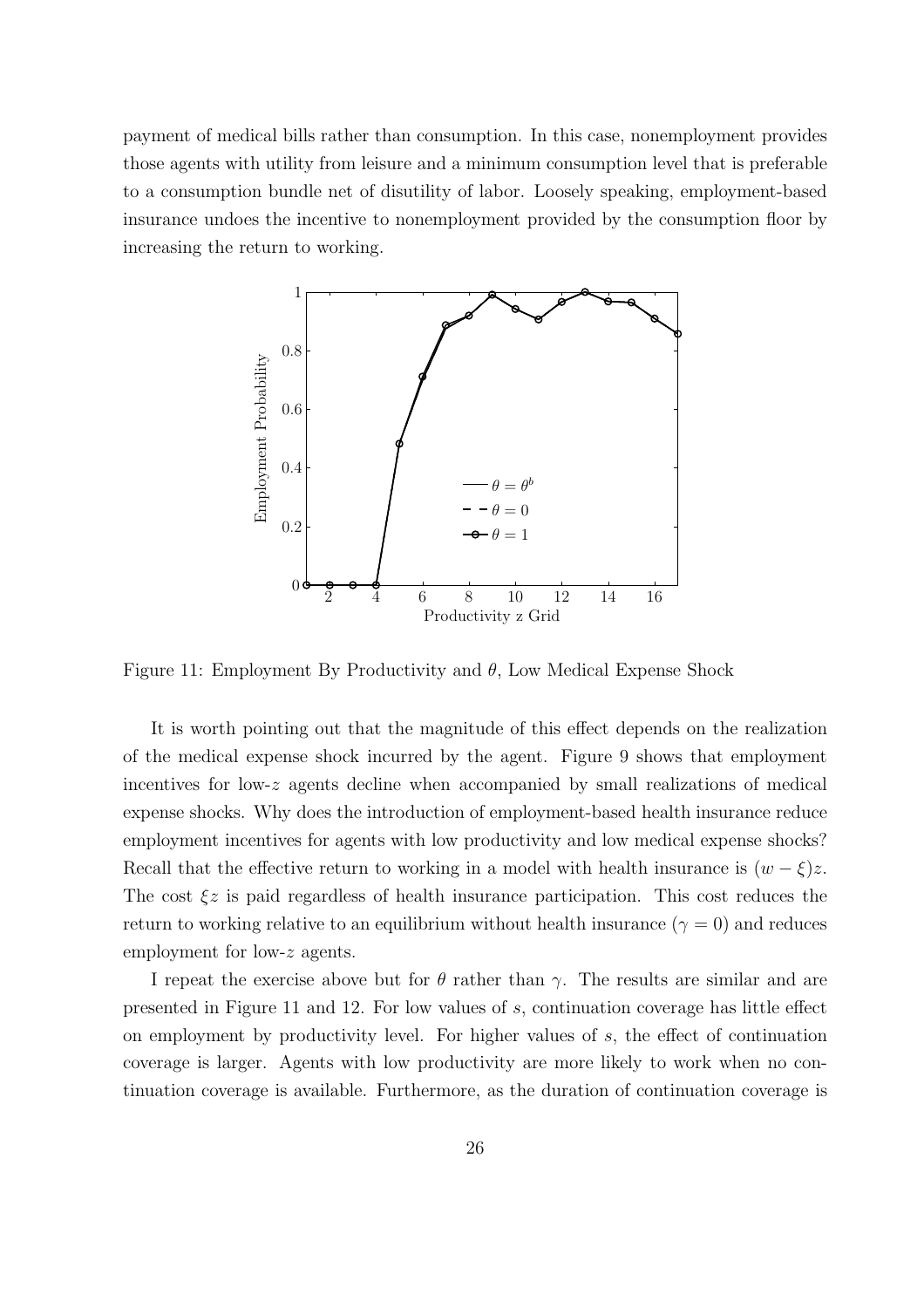payment of medical bills rather than consumption. In this case, nonemployment provides those agents with utility from leisure and a minimum consumption level that is preferable to a consumption bundle net of disutility of labor. Loosely speaking, employment-based insurance undoes the incentive to nonemployment provided by the consumption floor by increasing the return to working.

Figure 11: Employment By Productivity and $\theta$, Low Medical Expense Shock

It is worth pointing out that the magnitude of this effect depends on the realization of the medical expense shock incurred by the agent. Figure 9 shows that employment incentives for low-$z$ agents decline when accompanied by small realizations of medical expense shocks. Why does the introduction of employment-based health insurance reduce employment incentives for agents with low productivity and low medical expense shocks? Recall that the effective return to working in a model with health insurance is $(w - \xi)z$. The cost $\xi z$ is paid regardless of health insurance participation. This cost reduces the return to working relative to an equilibrium without health insurance ($\gamma = 0$) and reduces employment for low-$z$ agents.

I repeat the exercise above but for $\theta$ rather than $\gamma$. The results are similar and are presented in Figure 11 and 12. For low values of $s$, continuation coverage has little effect on employment by productivity level. For higher values of $s$, the effect of continuation coverage is larger. Agents with low productivity are more likely to work when no continuation coverage is available. Furthermore, as the duration of continuation coverage is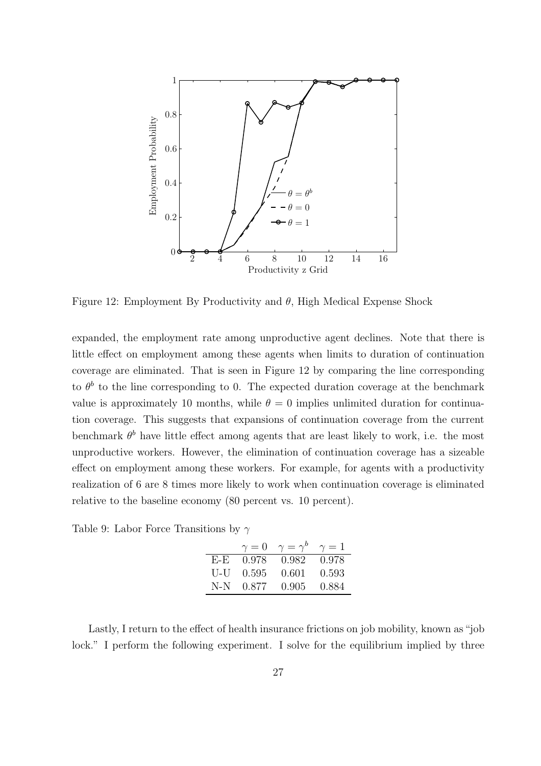Figure 12: Employment By Productivity and $\theta$, High Medical Expense Shock

expanded, the employment rate among unproductive agent declines. Note that there is little effect on employment among these agents when limits to duration of continuation coverage are eliminated. That is seen in Figure 12 by comparing the line corresponding to $\theta^b$ to the line corresponding to 0. The expected duration coverage at the benchmark value is approximately 10 months, while $\theta = 0$ implies unlimited duration for continuation coverage. This suggests that expansions of continuation coverage from the current benchmark $\theta^b$ have little effect among agents that are least likely to work, i.e. the most unproductive workers. However, the elimination of continuation coverage has a sizeable effect on employment among these workers. For example, for agents with a productivity realization of 6 are 8 times more likely to work when continuation coverage is eliminated relative to the baseline economy (80 percent vs. 10 percent).

Table 9: Labor Force Transitions by $\gamma$

| | $\gamma = 0$ | $\gamma = \gamma^b$ | $\gamma = 1$ |
|---|---|---|---|
| E-E | 0.978 | 0.982 | 0.978 |
| U-U | 0.595 | 0.601 | 0.593 |
| N-N | 0.877 | 0.905 | 0.884 |

Lastly, I return to the effect of health insurance frictions on job mobility, known as "job lock." I perform the following experiment. I solve for the equilibrium implied by three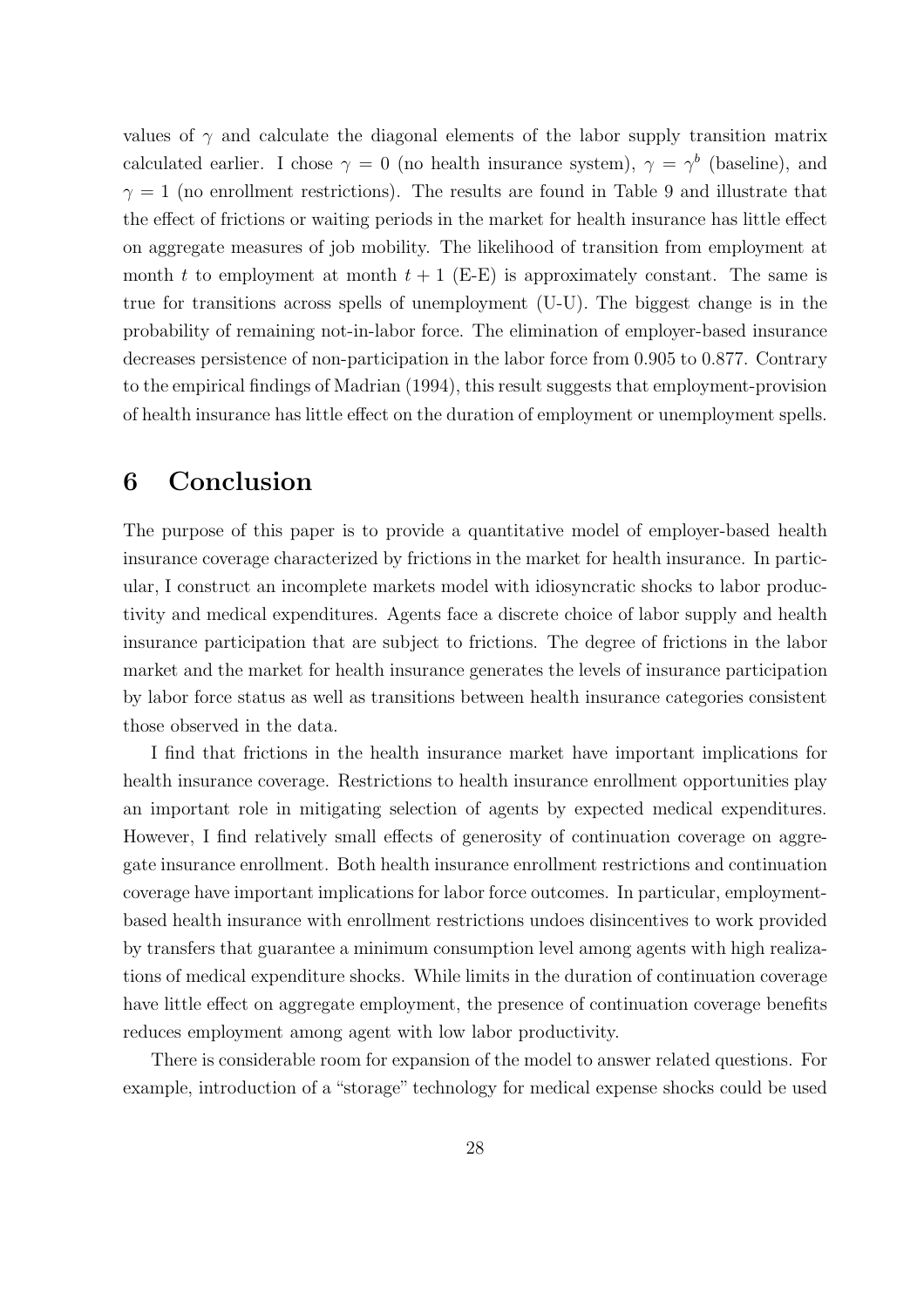values of $\gamma$ and calculate the diagonal elements of the labor supply transition matrix calculated earlier. I chose $\gamma = 0$ (no health insurance system), $\gamma = \gamma^b$ (baseline), and $\gamma = 1$ (no enrollment restrictions). The results are found in Table 9 and illustrate that the effect of frictions or waiting periods in the market for health insurance has little effect on aggregate measures of job mobility. The likelihood of transition from employment at month $t$ to employment at month $t + 1$ (E-E) is approximately constant. The same is true for transitions across spells of unemployment (U-U). The biggest change is in the probability of remaining not-in-labor force. The elimination of employer-based insurance decreases persistence of non-participation in the labor force from 0.905 to 0.877. Contrary to the empirical findings of Madrian (1994), this result suggests that employment-provision of health insurance has little effect on the duration of employment or unemployment spells.

# 6 Conclusion

The purpose of this paper is to provide a quantitative model of employer-based health insurance coverage characterized by frictions in the market for health insurance. In particular, I construct an incomplete markets model with idiosyncratic shocks to labor productivity and medical expenditures. Agents face a discrete choice of labor supply and health insurance participation that are subject to frictions. The degree of frictions in the labor market and the market for health insurance generates the levels of insurance participation by labor force status as well as transitions between health insurance categories consistent those observed in the data.

I find that frictions in the health insurance market have important implications for health insurance coverage. Restrictions to health insurance enrollment opportunities play an important role in mitigating selection of agents by expected medical expenditures. However, I find relatively small effects of generosity of continuation coverage on aggregate insurance enrollment. Both health insurance enrollment restrictions and continuation coverage have important implications for labor force outcomes. In particular, employment-based health insurance with enrollment restrictions undoes disincentives to work provided by transfers that guarantee a minimum consumption level among agents with high realizations of medical expenditure shocks. While limits in the duration of continuation coverage have little effect on aggregate employment, the presence of continuation coverage benefits reduces employment among agent with low labor productivity.

There is considerable room for expansion of the model to answer related questions. For example, introduction of a "storage" technology for medical expense shocks could be used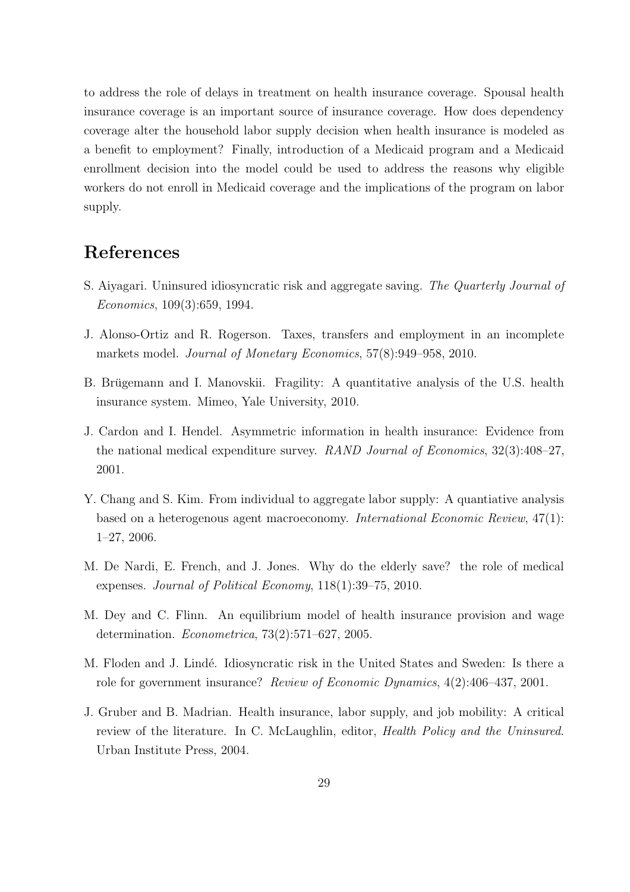to address the role of delays in treatment on health insurance coverage. Spousal health insurance coverage is an important source of insurance coverage. How does dependency coverage alter the household labor supply decision when health insurance is modeled as a benefit to employment? Finally, introduction of a Medicaid program and a Medicaid enrollment decision into the model could be used to address the reasons why eligible workers do not enroll in Medicaid coverage and the implications of the program on labor supply.

# References

S. Aiyagari. Uninsured idiosyncratic risk and aggregate saving. *The Quarterly Journal of Economics*, 109(3):659, 1994.

J. Alonso-Ortiz and R. Rogerson. Taxes, transfers and employment in an incomplete markets model. *Journal of Monetary Economics*, 57(8):949–958, 2010.

B. Brügemann and I. Manovskii. Fragility: A quantitative analysis of the U.S. health insurance system. Mimeo, Yale University, 2010.

J. Cardon and I. Hendel. Asymmetric information in health insurance: Evidence from the national medical expenditure survey. *RAND Journal of Economics*, 32(3):408–27, 2001.

Y. Chang and S. Kim. From individual to aggregate labor supply: A quantiative analysis based on a heterogenous agent macroeconomy. *International Economic Review*, 47(1): 1–27, 2006.

M. De Nardi, E. French, and J. Jones. Why do the elderly save? the role of medical expenses. *Journal of Political Economy*, 118(1):39–75, 2010.

M. Dey and C. Flinn. An equilibrium model of health insurance provision and wage determination. *Econometrica*, 73(2):571–627, 2005.

M. Floden and J. Lindé. Idiosyncratic risk in the United States and Sweden: Is there a role for government insurance? *Review of Economic Dynamics*, 4(2):406–437, 2001.

J. Gruber and B. Madrian. Health insurance, labor supply, and job mobility: A critical review of the literature. In C. McLaughlin, editor, *Health Policy and the Uninsured*. Urban Institute Press, 2004.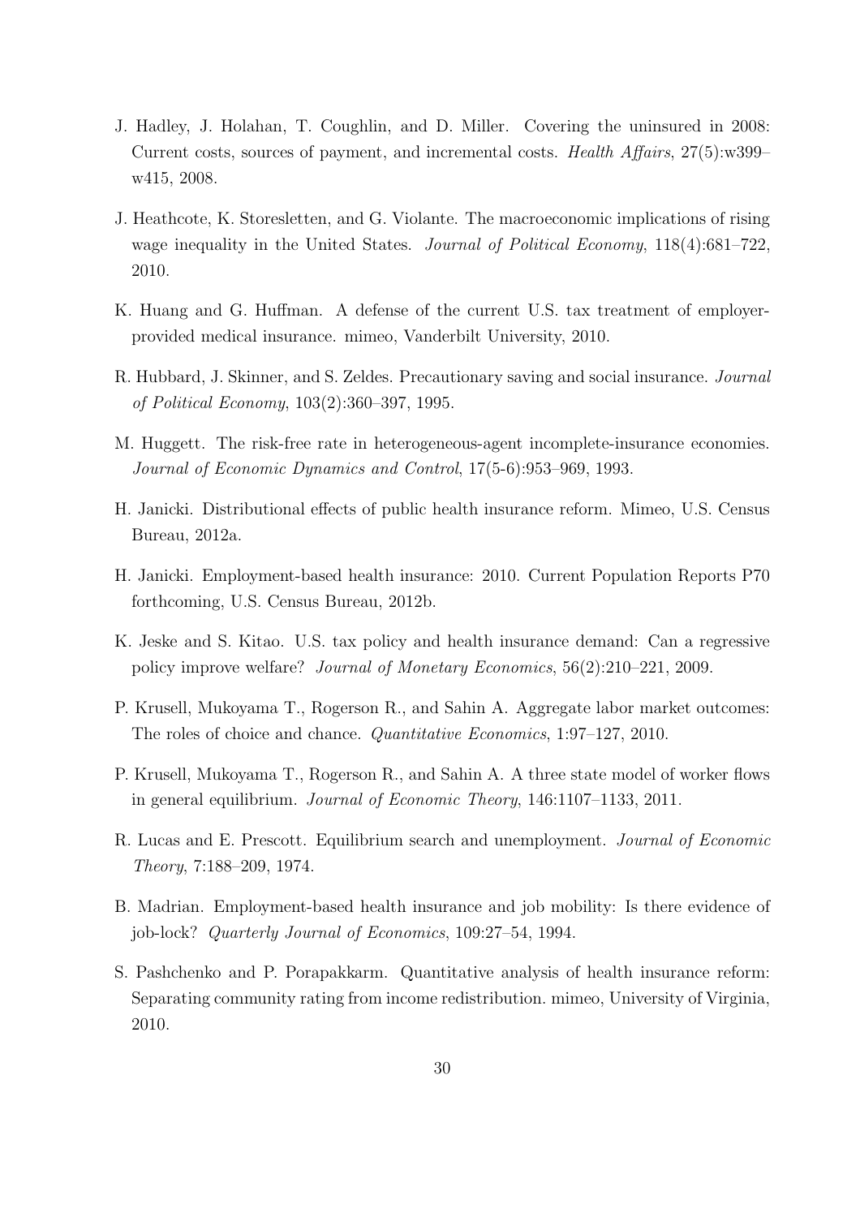J. Hadley, J. Holahan, T. Coughlin, and D. Miller. Covering the uninsured in 2008: Current costs, sources of payment, and incremental costs. *Health Affairs*, 27(5):w399–w415, 2008.

J. Heathcote, K. Storesletten, and G. Violante. The macroeconomic implications of rising wage inequality in the United States. *Journal of Political Economy*, 118(4):681–722, 2010.

K. Huang and G. Huffman. A defense of the current U.S. tax treatment of employer-provided medical insurance. mimeo, Vanderbilt University, 2010.

R. Hubbard, J. Skinner, and S. Zeldes. Precautionary saving and social insurance. *Journal of Political Economy*, 103(2):360–397, 1995.

M. Huggett. The risk-free rate in heterogeneous-agent incomplete-insurance economies. *Journal of Economic Dynamics and Control*, 17(5-6):953–969, 1993.

H. Janicki. Distributional effects of public health insurance reform. Mimeo, U.S. Census Bureau, 2012a.

H. Janicki. Employment-based health insurance: 2010. Current Population Reports P70 forthcoming, U.S. Census Bureau, 2012b.

K. Jeske and S. Kitao. U.S. tax policy and health insurance demand: Can a regressive policy improve welfare? *Journal of Monetary Economics*, 56(2):210–221, 2009.

P. Krusell, Mukoyama T., Rogerson R., and Sahin A. Aggregate labor market outcomes: The roles of choice and chance. *Quantitative Economics*, 1:97–127, 2010.

P. Krusell, Mukoyama T., Rogerson R., and Sahin A. A three state model of worker flows in general equilibrium. *Journal of Economic Theory*, 146:1107–1133, 2011.

R. Lucas and E. Prescott. Equilibrium search and unemployment. *Journal of Economic Theory*, 7:188–209, 1974.

B. Madrian. Employment-based health insurance and job mobility: Is there evidence of job-lock? *Quarterly Journal of Economics*, 109:27–54, 1994.

S. Pashchenko and P. Porapakkarm. Quantitative analysis of health insurance reform: Separating community rating from income redistribution. mimeo, University of Virginia, 2010.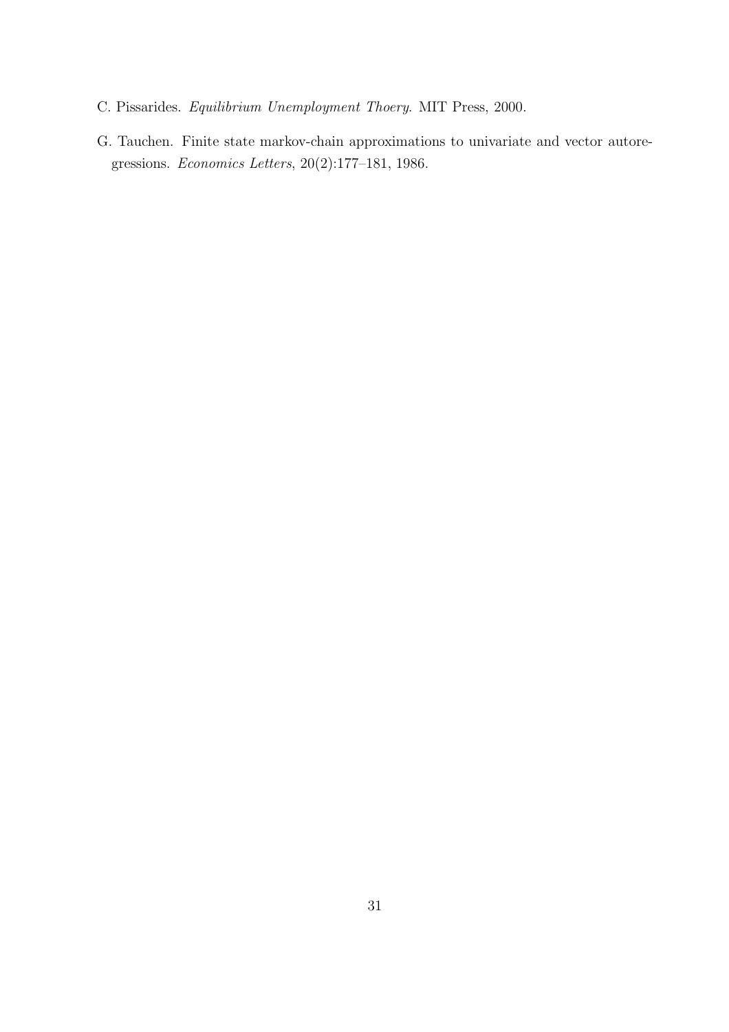C. Pissarides. *Equilibrium Unemployment Thoery*. MIT Press, 2000.

G. Tauchen. Finite state markov-chain approximations to univariate and vector autoregressions. *Economics Letters*, 20(2):177–181, 1986.